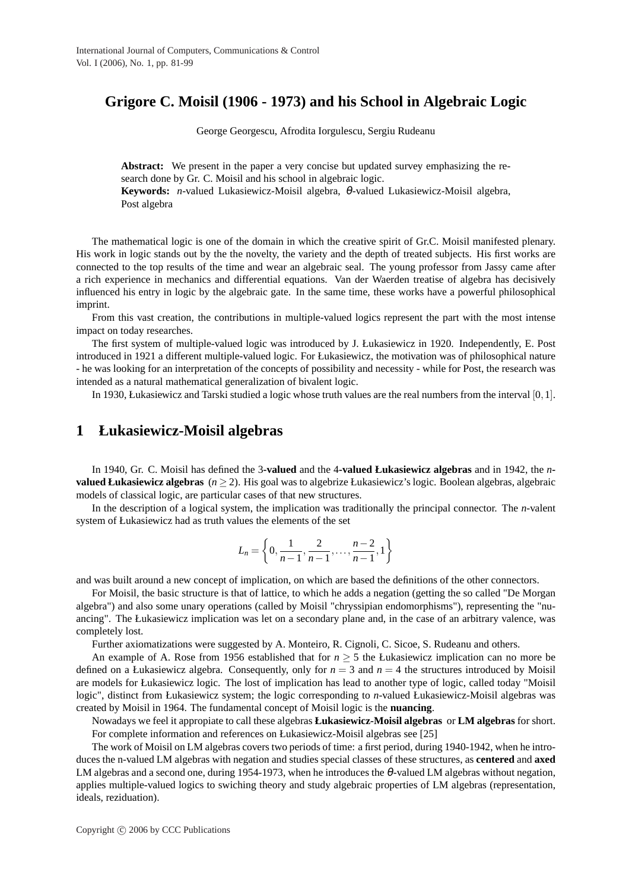# Grigore C. Moisil (1906 - 1973) and his School in Algebraic Logic

George Georgescu, Afrodita Iorgulescu, Sergiu Rudeanu

**Abstract:** We present in the paper a very concise but updated survey emphasizing the research done by Gr. C. Moisil and his school in algebraic logic.
**Keywords:** *n*-valued Lukasiewicz-Moisil algebra, $\theta$-valued Lukasiewicz-Moisil algebra, Post algebra

The mathematical logic is one of the domain in which the creative spirit of Gr.C. Moisil manifested plenary. His work in logic stands out by the the novelty, the variety and the depth of treated subjects. His first works are connected to the top results of the time and wear an algebraic seal. The young professor from Jassy came after a rich experience in mechanics and differential equations. Van der Waerden treatise of algebra has decisively influenced his entry in logic by the algebraic gate. In the same time, these works have a powerful philosophical imprint.

From this vast creation, the contributions in multiple-valued logics represent the part with the most intense impact on today researches.

The first system of multiple-valued logic was introduced by J. Łukasiewicz in 1920. Independently, E. Post introduced in 1921 a different multiple-valued logic. For Łukasiewicz, the motivation was of philosophical nature - he was looking for an interpretation of the concepts of possibility and necessity - while for Post, the research was intended as a natural mathematical generalization of bivalent logic.

In 1930, Łukasiewicz and Tarski studied a logic whose truth values are the real numbers from the interval $[0,1]$.

## 1 Łukasiewicz-Moisil algebras

In 1940, Gr. C. Moisil has defined the 3**-valued** and the 4**-valued Łukasiewicz algebras** and in 1942, the *n*-**valued Łukasiewicz algebras** ($n \geq 2$). His goal was to algebrize Łukasiewicz's logic. Boolean algebras, algebraic models of classical logic, are particular cases of that new structures.

In the description of a logical system, the implication was traditionally the principal connector. The *n*-valent system of Łukasiewicz had as truth values the elements of the set

$$L_n = \left\{0, \frac{1}{n-1}, \frac{2}{n-1}, \ldots, \frac{n-2}{n-1}, 1\right\}$$

and was built around a new concept of implication, on which are based the definitions of the other connectors.

For Moisil, the basic structure is that of lattice, to which he adds a negation (getting the so called "De Morgan algebra") and also some unary operations (called by Moisil "chryssipian endomorphisms"), representing the "nuancing". The Łukasiewicz implication was let on a secondary plane and, in the case of an arbitrary valence, was completely lost.

Further axiomatizations were suggested by A. Monteiro, R. Cignoli, C. Sicoe, S. Rudeanu and others.

An example of A. Rose from 1956 established that for $n \geq 5$ the Łukasiewicz implication can no more be defined on a Łukasiewicz algebra. Consequently, only for $n = 3$ and $n = 4$ the structures introduced by Moisil are models for Łukasiewicz logic. The lost of implication has lead to another type of logic, called today "Moisil logic", distinct from Łukasiewicz system; the logic corresponding to *n*-valued Łukasiewicz-Moisil algebras was created by Moisil in 1964. The fundamental concept of Moisil logic is the **nuancing**.

Nowadays we feel it appropiate to call these algebras **Łukasiewicz-Moisil algebras** or **LM algebras** for short.

For complete information and references on Łukasiewicz-Moisil algebras see [25]

The work of Moisil on LM algebras covers two periods of time: a first period, during 1940-1942, when he introduces the n-valued LM algebras with negation and studies special classes of these structures, as **centered** and **axed** LM algebras and a second one, during 1954-1973, when he introduces the $\theta$-valued LM algebras without negation, applies multiple-valued logics to swiching theory and study algebraic properties of LM algebras (representation, ideals, reziduation).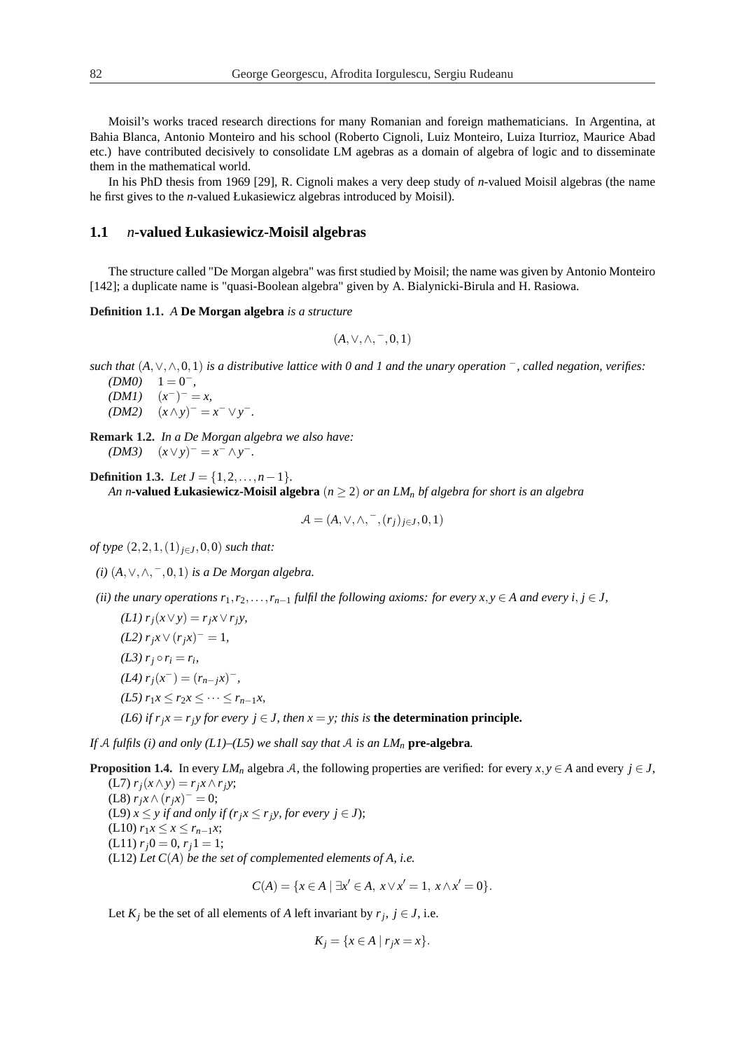Moisil's works traced research directions for many Romanian and foreign mathematicians. In Argentina, at Bahia Blanca, Antonio Monteiro and his school (Roberto Cignoli, Luiz Monteiro, Luiza Iturrioz, Maurice Abad etc.) have contributed decisively to consolidate LM agebras as a domain of algebra of logic and to disseminate them in the mathematical world.

In his PhD thesis from 1969 [29], R. Cignoli makes a very deep study of *n*-valued Moisil algebras (the name he first gives to the *n*-valued Łukasiewicz algebras introduced by Moisil).

## 1.1 *n*-valued Łukasiewicz-Moisil algebras

The structure called "De Morgan algebra" was first studied by Moisil; the name was given by Antonio Monteiro [142]; a duplicate name is "quasi-Boolean algebra" given by A. Bialynicki-Birula and H. Rasiowa.

**Definition 1.1.** *A* **De Morgan algebra** *is a structure*

$$(A, \vee, \wedge, ^{-}, 0, 1)$$

*such that* $(A, \vee, \wedge, 0, 1)$ *is a distributive lattice with 0 and 1 and the unary operation* $^{-}$*, called negation, verifies:*
*(DM0)* $1 = 0^{-}$,
*(DM1)* $(x^{-})^{-} = x$,
*(DM2)* $(x \wedge y)^{-} = x^{-} \vee y^{-}$.

**Remark 1.2.** *In a De Morgan algebra we also have:*
*(DM3)* $(x \vee y)^{-} = x^{-} \wedge y^{-}$.

**Definition 1.3.** *Let* $J = \{1, 2, \ldots, n-1\}$.
*An n-***valued Łukasiewicz-Moisil algebra** $(n \geq 2)$ *or an* $LM_n$ *bf of algebra for short is an algebra*

$$\mathcal{A} = (A, \vee, \wedge, ^{-}, (r_j)_{j \in J}, 0, 1)$$

*of type* $(2, 2, 1, (1)_{j \in J}, 0, 0)$ *such that:*

*(i)* $(A, \vee, \wedge, ^{-}, 0, 1)$ *is a De Morgan algebra.*

*(ii) the unary operations* $r_1, r_2, \ldots, r_{n-1}$ *fulfil the following axioms: for every* $x, y \in A$ *and every* $i, j \in J$,

*(L1)* $r_j(x \vee y) = r_j x \vee r_j y$,

*(L2)* $r_j x \vee (r_j x)^{-} = 1$,

*(L3)* $r_j \circ r_i = r_i$,

*(L4)* $r_j(x^{-}) = (r_{n-j} x)^{-}$,

*(L5)* $r_1 x \leq r_2 x \leq \cdots \leq r_{n-1} x$,

*(L6) if* $r_j x = r_j y$ *for every* $j \in J$*, then* $x = y$*; this is* **the determination principle.**

*If* $\mathcal{A}$ *fulfils (i) and only (L1)–(L5) we shall say that* $\mathcal{A}$ *is an* $LM_n$ **pre-algebra***.*

**Proposition 1.4.** In every $LM_n$ algebra $\mathcal{A}$, the following properties are verified: for every $x, y \in A$ and every $j \in J$,
(L7) $r_j(x \wedge y) = r_j x \wedge r_j y$;
(L8) $r_j x \wedge (r_j x)^{-} = 0$;
(L9) $x \leq y$ *if and only if* ($r_j x \leq r_j y$, *for every* $j \in J$);
(L10) $r_1 x \leq x \leq r_{n-1} x$;
(L11) $r_j 0 = 0$, $r_j 1 = 1$;
(L12) *Let* $C(A)$ *be the set of complemented elements of A, i.e.*

$$C(A) = \{x \in A \mid \exists x' \in A,\ x \vee x' = 1,\ x \wedge x' = 0\}.$$

Let $K_j$ be the set of all elements of *A* left invariant by $r_j$, $j \in J$, i.e.

$$K_j = \{x \in A \mid r_j x = x\}.$$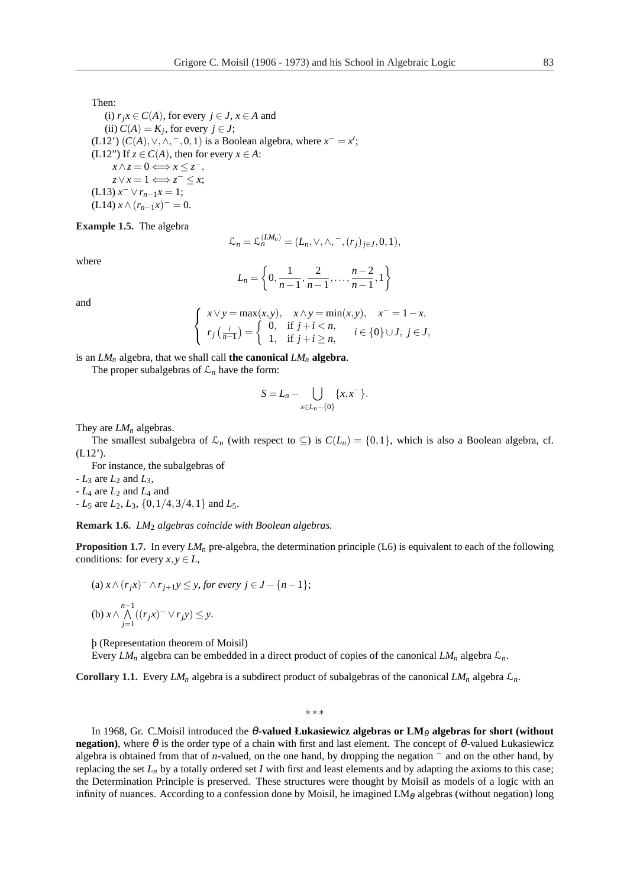Then:

(i) $r_j x \in C(A)$, for every $j \in J$, $x \in A$ and

(ii) $C(A) = K_j$, for every $j \in J$;

(L12') $(C(A), \vee, \wedge, ^-, 0, 1)$ is a Boolean algebra, where $x^- = x'$;

(L12") If $z \in C(A)$, then for every $x \in A$:

$x \wedge z = 0 \Longleftrightarrow x \leq z^-$,

$z \vee x = 1 \Longleftrightarrow z^- \leq x$;

(L13) $x^- \vee r_{n-1}x = 1$;

(L14) $x \wedge (r_{n-1}x)^- = 0$.

**Example 1.5.** The algebra

$$\mathcal{L}_n = \mathcal{L}_n^{(LM_n)} = (L_n, \vee, \wedge, ^-, (r_j)_{j \in J}, 0, 1),$$

where

$$L_n = \left\{ 0, \frac{1}{n-1}, \frac{2}{n-1}, \ldots, \frac{n-2}{n-1}, 1 \right\}$$

and

$$\begin{cases} x \vee y = \max(x,y), \quad x \wedge y = \min(x,y), \quad x^- = 1 - x, \\ r_j\left(\frac{i}{n-1}\right) = \begin{cases} 0, & \text{if } j+i < n, \\ 1, & \text{if } j+i \geq n, \end{cases} \quad i \in \{0\} \cup J, \; j \in J, \end{cases}$$

is an $LM_n$ algebra, that we shall call **the canonical $LM_n$ algebra**.

The proper subalgebras of $\mathcal{L}_n$ have the form:

$$S = L_n - \bigcup_{x \in L_n - \{0\}} \{x, x^-\}.$$

They are $LM_n$ algebras.

The smallest subalgebra of $\mathcal{L}_n$ (with respect to $\subseteq$) is $C(L_n) = \{0, 1\}$, which is also a Boolean algebra, cf. (L12').

For instance, the subalgebras of

- $L_3$ are $L_2$ and $L_3$,
- $L_4$ are $L_2$ and $L_4$ and
- $L_5$ are $L_2$, $L_3$, $\{0, 1/4, 3/4, 1\}$ and $L_5$.

**Remark 1.6.** *$LM_2$ algebras coincide with Boolean algebras.*

**Proposition 1.7.** In every $LM_n$ pre-algebra, the determination principle (L6) is equivalent to each of the following conditions: for every $x, y \in L$,

(a) $x \wedge (r_j x)^- \wedge r_{j+1} y \leq y$, *for every* $j \in J - \{n-1\}$;

(b) $x \wedge \bigwedge_{j=1}^{n-1} ((r_j x)^- \vee r_j y) \leq y$.

þ (Representation theorem of Moisil)
Every $LM_n$ algebra can be embedded in a direct product of copies of the canonical $LM_n$ algebra $\mathcal{L}_n$.

**Corollary 1.1.** Every $LM_n$ algebra is a subdirect product of subalgebras of the canonical $LM_n$ algebra $\mathcal{L}_n$.

\* \* \*

In 1968, Gr. C.Moisil introduced the **$\theta$-valued Łukasiewicz algebras or LM$_\theta$ algebras for short (without negation)**, where $\theta$ is the order type of a chain with first and last element. The concept of $\theta$-valued Łukasiewicz algebra is obtained from that of $n$-valued, on the one hand, by dropping the negation $^-$ and on the other hand, by replacing the set $L_n$ by a totally ordered set $I$ with first and least elements and by adapting the axioms to this case; the Determination Principle is preserved. These structures were thought by Moisil as models of a logic with an infinity of nuances. According to a confession done by Moisil, he imagined LM$_\theta$ algebras (without negation) long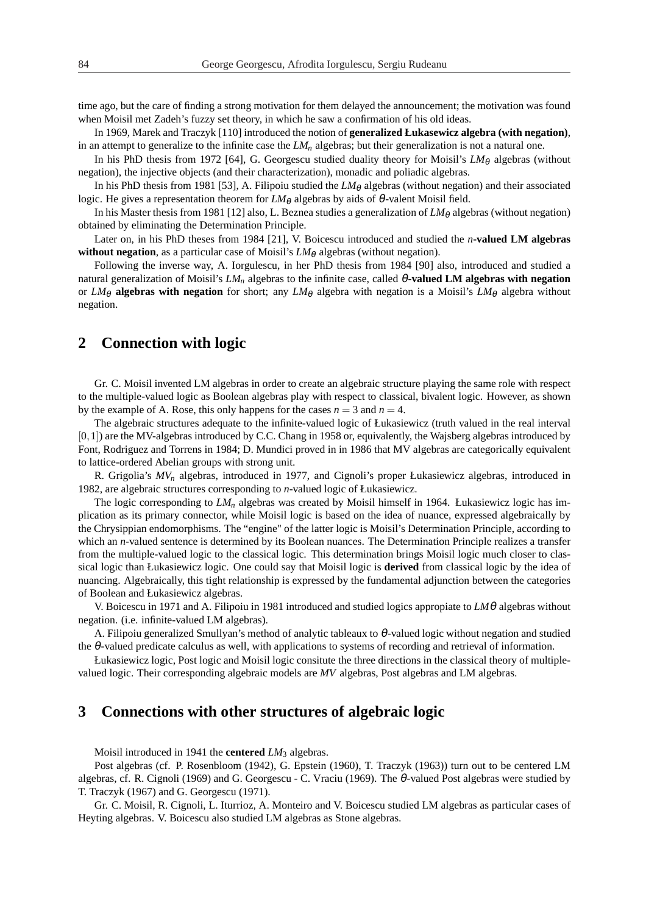time ago, but the care of finding a strong motivation for them delayed the announcement; the motivation was found when Moisil met Zadeh's fuzzy set theory, in which he saw a confirmation of his old ideas.

In 1969, Marek and Traczyk [110] introduced the notion of **generalized Łukasewicz algebra (with negation)**, in an attempt to generalize to the infinite case the $LM_n$ algebras; but their generalization is not a natural one.

In his PhD thesis from 1972 [64], G. Georgescu studied duality theory for Moisil's $LM_\theta$ algebras (without negation), the injective objects (and their characterization), monadic and poliadic algebras.

In his PhD thesis from 1981 [53], A. Filipoiu studied the $LM_\theta$ algebras (without negation) and their associated logic. He gives a representation theorem for $LM_\theta$ algebras by aids of $\theta$-valent Moisil field.

In his Master thesis from 1981 [12] also, L. Beznea studies a generalization of $LM_\theta$ algebras (without negation) obtained by eliminating the Determination Principle.

Later on, in his PhD theses from 1984 [21], V. Boicescu introduced and studied the ***n*-valued LM algebras without negation**, as a particular case of Moisil's $LM_\theta$ algebras (without negation).

Following the inverse way, A. Iorgulescu, in her PhD thesis from 1984 [90] also, introduced and studied a natural generalization of Moisil's $LM_n$ algebras to the infinite case, called **$\theta$-valued LM algebras with negation** or **$LM_\theta$ algebras with negation** for short; any $LM_\theta$ algebra with negation is a Moisil's $LM_\theta$ algebra without negation.

## 2 Connection with logic

Gr. C. Moisil invented LM algebras in order to create an algebraic structure playing the same role with respect to the multiple-valued logic as Boolean algebras play with respect to classical, bivalent logic. However, as shown by the example of A. Rose, this only happens for the cases $n = 3$ and $n = 4$.

The algebraic structures adequate to the infinite-valued logic of Łukasiewicz (truth valued in the real interval $[0,1]$) are the MV-algebras introduced by C.C. Chang in 1958 or, equivalently, the Wajsberg algebras introduced by Font, Rodriguez and Torrens in 1984; D. Mundici proved in in 1986 that MV algebras are categorically equivalent to lattice-ordered Abelian groups with strong unit.

R. Grigolia's $MV_n$ algebras, introduced in 1977, and Cignoli's proper Łukasiewicz algebras, introduced in 1982, are algebraic structures corresponding to *n*-valued logic of Łukasiewicz.

The logic corresponding to $LM_n$ algebras was created by Moisil himself in 1964. Łukasiewicz logic has implication as its primary connector, while Moisil logic is based on the idea of nuance, expressed algebraically by the Chrysippian endomorphisms. The "engine" of the latter logic is Moisil's Determination Principle, according to which an *n*-valued sentence is determined by its Boolean nuances. The Determination Principle realizes a transfer from the multiple-valued logic to the classical logic. This determination brings Moisil logic much closer to classical logic than Łukasiewicz logic. One could say that Moisil logic is **derived** from classical logic by the idea of nuancing. Algebraically, this tight relationship is expressed by the fundamental adjunction between the categories of Boolean and Łukasiewicz algebras.

V. Boicescu in 1971 and A. Filipoiu in 1981 introduced and studied logics appropiate to $LM\theta$ algebras without negation. (i.e. infinite-valued LM algebras).

A. Filipoiu generalized Smullyan's method of analytic tableaux to $\theta$-valued logic without negation and studied the $\theta$-valued predicate calculus as well, with applications to systems of recording and retrieval of information.

Łukasiewicz logic, Post logic and Moisil logic consitute the three directions in the classical theory of multiple-valued logic. Their corresponding algebraic models are *MV* algebras, Post algebras and LM algebras.

## 3 Connections with other structures of algebraic logic

Moisil introduced in 1941 the **centered** $LM_3$ algebras.

Post algebras (cf. P. Rosenbloom (1942), G. Epstein (1960), T. Traczyk (1963)) turn out to be centered LM algebras, cf. R. Cignoli (1969) and G. Georgescu - C. Vraciu (1969). The $\theta$-valued Post algebras were studied by T. Traczyk (1967) and G. Georgescu (1971).

Gr. C. Moisil, R. Cignoli, L. Iturrioz, A. Monteiro and V. Boicescu studied LM algebras as particular cases of Heyting algebras. V. Boicescu also studied LM algebras as Stone algebras.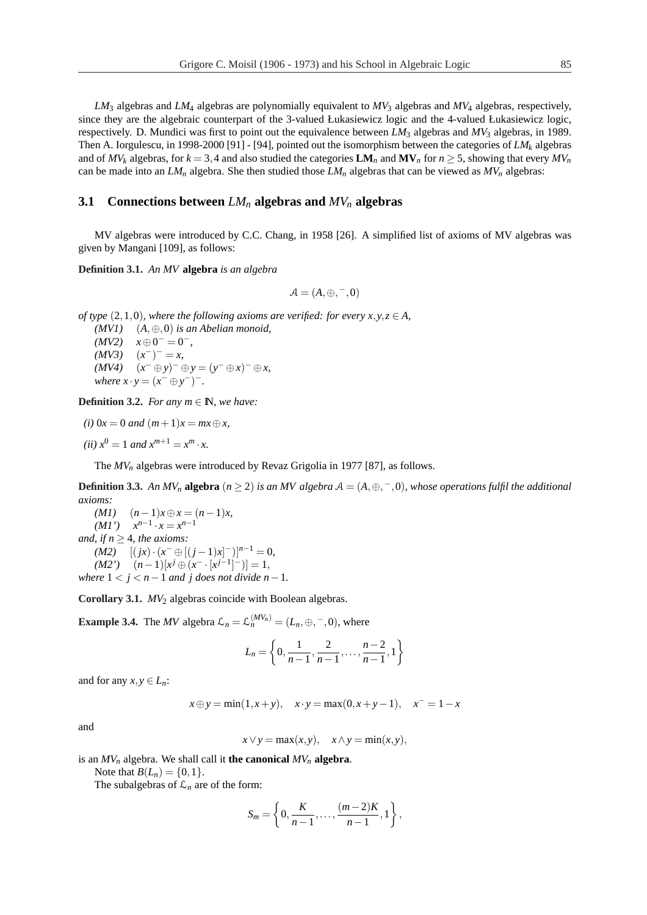$LM_3$ algebras and $LM_4$ algebras are polynomially equivalent to $MV_3$ algebras and $MV_4$ algebras, respectively, since they are the algebraic counterpart of the 3-valued Łukasiewicz logic and the 4-valued Łukasiewicz logic, respectively. D. Mundici was first to point out the equivalence between $LM_3$ algebras and $MV_3$ algebras, in 1989. Then A. Iorgulescu, in 1998-2000 [91] - [94], pointed out the isomorphism between the categories of $LM_k$ algebras and of $MV_k$ algebras, for $k = 3,4$ and also studied the categories $\mathbf{LM}_n$ and $\mathbf{MV}_n$ for $n \geq 5$, showing that every $MV_n$ can be made into an $LM_n$ algebra. She then studied those $LM_n$ algebras that can be viewed as $MV_n$ algebras:

## 3.1 Connections between $LM_n$ algebras and $MV_n$ algebras

MV algebras were introduced by C.C. Chang, in 1958 [26]. A simplified list of axioms of MV algebras was given by Mangani [109], as follows:

**Definition 3.1.** *An MV* **algebra** *is an algebra*

$$\mathcal{A} = (A, \oplus, ^-, 0)$$

*of type* $(2,1,0)$*, where the following axioms are verified: for every* $x,y,z \in A$*,*

*(MV1)* $(A, \oplus, 0)$ *is an Abelian monoid,*
*(MV2)* $x \oplus 0^- = 0^-$*,*
*(MV3)* $(x^-)^- = x$*,*
*(MV4)* $(x^- \oplus y)^- \oplus y = (y^- \oplus x)^- \oplus x$*,*
*where* $x \cdot y = (x^- \oplus y^-)^-$*.*

**Definition 3.2.** *For any* $m \in \mathbb{N}$*, we have:*

*(i)* $0x = 0$ *and* $(m+1)x = mx \oplus x$*,*

*(ii)* $x^0 = 1$ *and* $x^{m+1} = x^m \cdot x$*.*

The $MV_n$ algebras were introduced by Revaz Grigolia in 1977 [87], as follows.

**Definition 3.3.** *An* $MV_n$ **algebra** $(n \geq 2)$ *is an MV algebra* $\mathcal{A} = (A, \oplus, ^-, 0)$*, whose operations fulfil the additional axioms:*

*(M1)* $(n-1)x \oplus x = (n-1)x$*,*
*(M1')* $x^{n-1} \cdot x = x^{n-1}$

*and, if* $n \geq 4$*, the axioms:*

*(M2)* $[(jx) \cdot (x^- \oplus [(j-1)x]^-)]^{n-1} = 0$*,*
*(M2')* $(n-1)[x^j \oplus (x^- \cdot [x^{j-1}]^-)] = 1$*,*

*where* $1 < j < n-1$ *and* $j$ *does not divide* $n-1$*.*

**Corollary 3.1.** $MV_2$ algebras coincide with Boolean algebras.

**Example 3.4.** The *MV* algebra $\mathcal{L}_n = \mathcal{L}_n^{(MV_n)} = (L_n, \oplus, ^-, 0)$, where

$$L_n = \left\{0, \frac{1}{n-1}, \frac{2}{n-1}, \ldots, \frac{n-2}{n-1}, 1\right\}$$

and for any $x,y \in L_n$:

$$x \oplus y = \min(1, x+y), \quad x \cdot y = \max(0, x+y-1), \quad x^- = 1-x$$

and

$$x \vee y = \max(x,y), \quad x \wedge y = \min(x,y),$$

is an $MV_n$ algebra. We shall call it **the canonical** $MV_n$ **algebra**.

Note that $B(L_n) = \{0,1\}$.

The subalgebras of $\mathcal{L}_n$ are of the form:

$$S_m = \left\{0, \frac{K}{n-1}, \ldots, \frac{(m-2)K}{n-1}, 1\right\},$$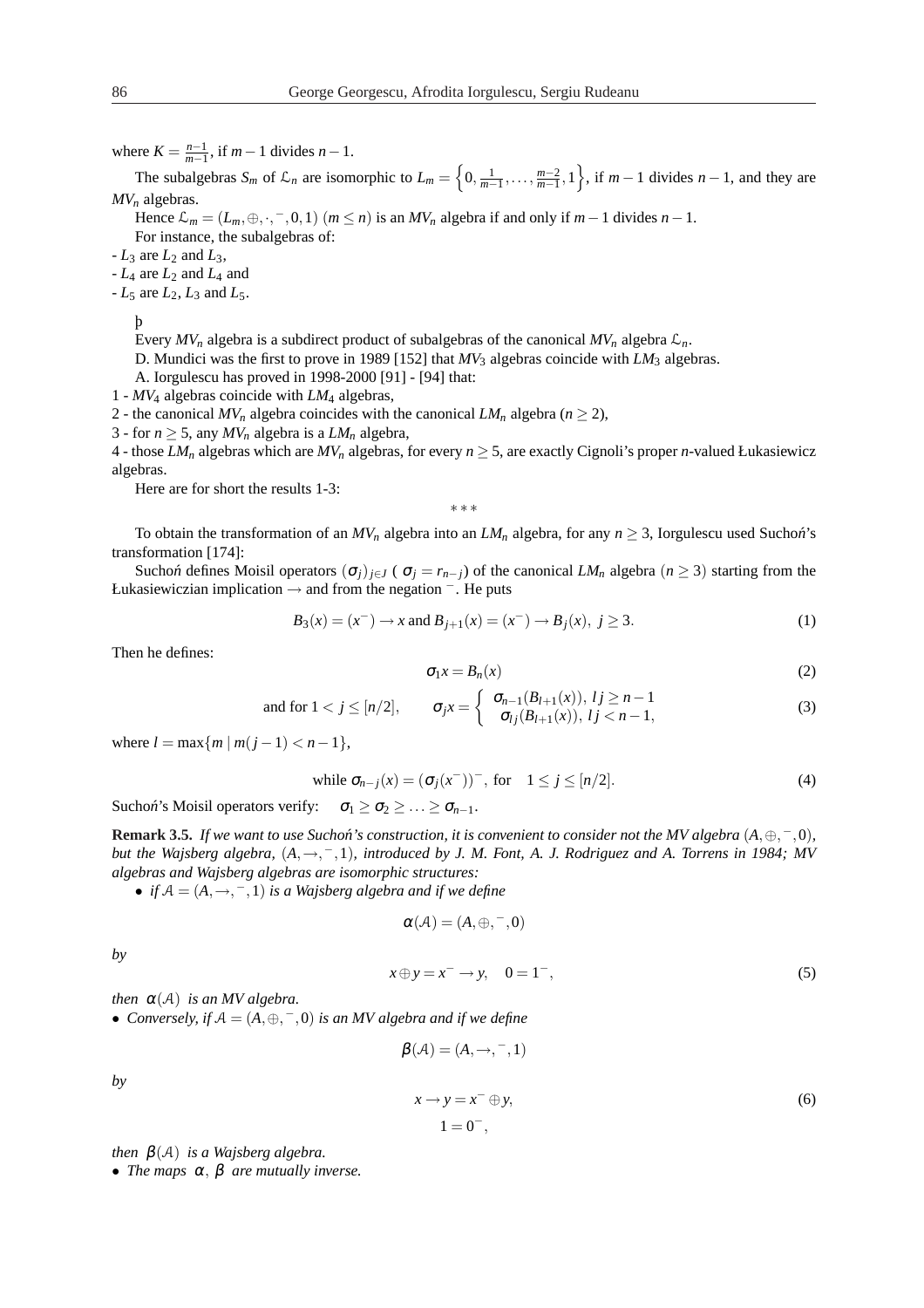where $K = \frac{n-1}{m-1}$, if $m-1$ divides $n-1$.

The subalgebras $S_m$ of $\mathcal{L}_n$ are isomorphic to $L_m = \left\{0, \frac{1}{m-1}, \ldots, \frac{m-2}{m-1}, 1\right\}$, if $m-1$ divides $n-1$, and they are $MV_n$ algebras.

Hence $\mathcal{L}_m = (L_m, \oplus, \cdot, ^-, 0, 1)$ $(m \leq n)$ is an $MV_n$ algebra if and only if $m-1$ divides $n-1$.

For instance, the subalgebras of:

- $L_3$ are $L_2$ and $L_3$,
- $L_4$ are $L_2$ and $L_4$ and
- $L_5$ are $L_2$, $L_3$ and $L_5$.

þ

Every $MV_n$ algebra is a subdirect product of subalgebras of the canonical $MV_n$ algebra $\mathcal{L}_n$.

D. Mundici was the first to prove in 1989 [152] that $MV_3$ algebras coincide with $LM_3$ algebras.

A. Iorgulescu has proved in 1998-2000 [91] - [94] that:

1 - $MV_4$ algebras coincide with $LM_4$ algebras,
2 - the canonical $MV_n$ algebra coincides with the canonical $LM_n$ algebra $(n \geq 2)$,
3 - for $n \geq 5$, any $MV_n$ algebra is a $LM_n$ algebra,
4 - those $LM_n$ algebras which are $MV_n$ algebras, for every $n \geq 5$, are exactly Cignoli's proper $n$-valued Łukasiewicz algebras.

Here are for short the results 1-3:

\* \* \*

To obtain the transformation of an $MV_n$ algebra into an $LM_n$ algebra, for any $n \geq 3$, Iorgulescu used Suchoń's transformation [174]:

Suchoń defines Moisil operators $(\sigma_j)_{j \in J}$ ( $\sigma_j = r_{n-j}$) of the canonical $LM_n$ algebra $(n \geq 3)$ starting from the Łukasiewiczian implication $\to$ and from the negation $^-$. He puts

$$B_3(x) = (x^-) \to x \text{ and } B_{j+1}(x) = (x^-) \to B_j(x),\ j \geq 3. \tag{1}$$

Then he defines:

$$\sigma_1 x = B_n(x) \tag{2}$$

$$\text{and for } 1 < j \leq [n/2], \qquad \sigma_j x = \begin{cases} \sigma_{n-1}(B_{l+1}(x)),\ lj \geq n-1 \\ \sigma_{lj}(B_{l+1}(x)),\ lj < n-1, \end{cases} \tag{3}$$

where $l = \max\{m \mid m(j-1) < n-1\}$,

$$\text{while } \sigma_{n-j}(x) = (\sigma_j(x^-))^-, \text{ for } \quad 1 \leq j \leq [n/2]. \tag{4}$$

Suchoń's Moisil operators verify: $\quad \sigma_1 \geq \sigma_2 \geq \ldots \geq \sigma_{n-1}$.

**Remark 3.5.** *If we want to use Suchoń's construction, it is convenient to consider not the MV algebra $(A, \oplus, ^-, 0)$, but the Wajsberg algebra, $(A, \to, ^-, 1)$, introduced by J. M. Font, A. J. Rodriguez and A. Torrens in 1984; MV algebras and Wajsberg algebras are isomorphic structures:*

- *if $\mathcal{A} = (A, \to, ^-, 1)$ is a Wajsberg algebra and if we define*

$$\alpha(\mathcal{A}) = (A, \oplus, ^-, 0)$$

*by*

$$x \oplus y = x^- \to y, \quad 0 = 1^-, \tag{5}$$

*then $\alpha(\mathcal{A})$ is an MV algebra.*

- *Conversely, if $\mathcal{A} = (A, \oplus, ^-, 0)$ is an MV algebra and if we define*

$$\beta(\mathcal{A}) = (A, \to, ^-, 1)$$

*by*

$$x \to y = x^- \oplus y, \tag{6}$$
$$1 = 0^-,$$

*then $\beta(\mathcal{A})$ is a Wajsberg algebra.*

- *The maps $\alpha$, $\beta$ are mutually inverse.*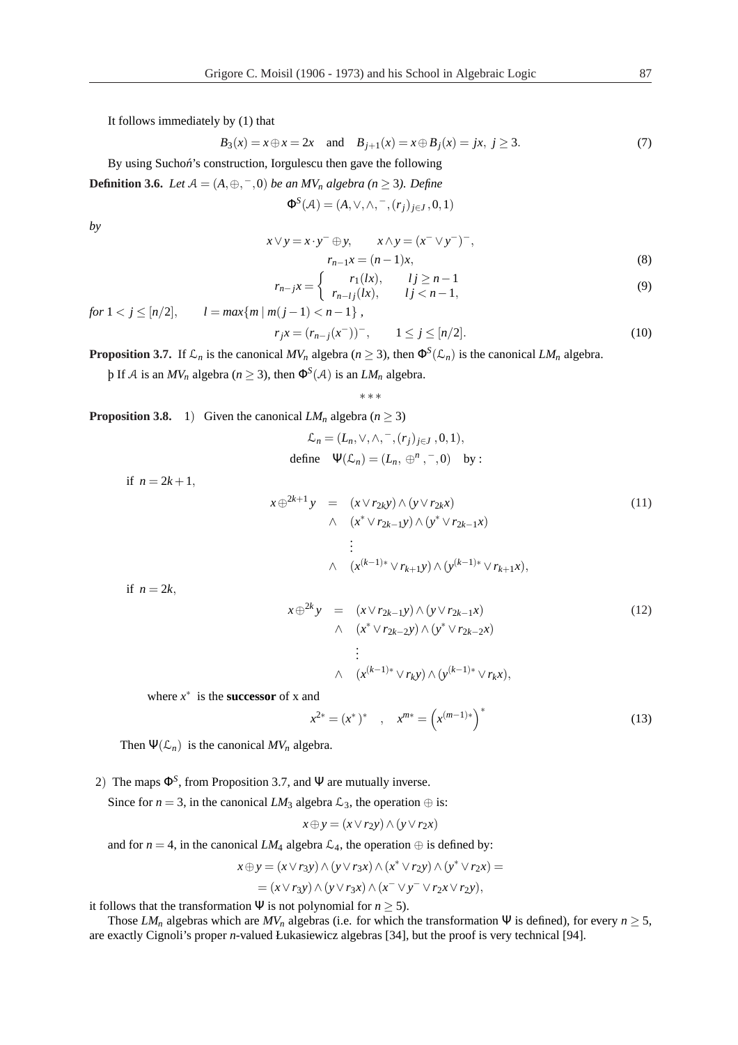It follows immediately by (1) that

$$B_3(x) = x \oplus x = 2x \quad \text{and} \quad B_{j+1}(x) = x \oplus B_j(x) = jx, \ j \geq 3. \tag{7}$$

By using Suchoń's construction, Iorgulescu then gave the following

**Definition 3.6.** *Let $\mathcal{A} = (A, \oplus, ^{-}, 0)$ be an $MV_n$ algebra ($n \geq 3$). Define*

$$\Phi^S(\mathcal{A}) = (A, \vee, \wedge, ^{-}, (r_j)_{j \in J}, 0, 1)$$

*by*

$$x \vee y = x \cdot y^{-} \oplus y, \qquad x \wedge y = (x^{-} \vee y^{-})^{-},$$

$$r_{n-1}x = (n-1)x, \tag{8}$$

$$r_{n-j}x = \begin{cases} r_1(lx), & lj \geq n-1 \\ r_{n-lj}(lx), & lj < n-1, \end{cases} \tag{9}$$

*for* $1 < j \leq [n/2], \qquad l = max\{m \mid m(j-1) < n-1\}$,

$$r_j x = (r_{n-j}(x^{-}))^{-}, \qquad 1 \leq j \leq [n/2]. \tag{10}$$

**Proposition 3.7.** If $\mathcal{L}_n$ is the canonical $MV_n$ algebra ($n \geq 3$), then $\Phi^S(\mathcal{L}_n)$ is the canonical $LM_n$ algebra.

þ If $\mathcal{A}$ is an $MV_n$ algebra ($n \geq 3$), then $\Phi^S(\mathcal{A})$ is an $LM_n$ algebra.

\* \* \*

**Proposition 3.8.** 1) Given the canonical $LM_n$ algebra ($n \geq 3$)

$$\mathcal{L}_n = (L_n, \vee, \wedge, ^{-}, (r_j)_{j \in J}, 0, 1),$$

$$\text{define} \quad \Psi(\mathcal{L}_n) = (L_n, \oplus^n, ^{-}, 0) \quad \text{by :}$$

if $n = 2k+1$,

$$\begin{aligned} x \oplus^{2k+1} y \;=\;& (x \vee r_{2k}y) \wedge (y \vee r_{2k}x) \\ \wedge\;& (x^* \vee r_{2k-1}y) \wedge (y^* \vee r_{2k-1}x) \\ & \vdots \\ \wedge\;& (x^{(k-1)*} \vee r_{k+1}y) \wedge (y^{(k-1)*} \vee r_{k+1}x), \end{aligned} \tag{11}$$

if $n = 2k$,

$$\begin{aligned} x \oplus^{2k} y \;=\;& (x \vee r_{2k-1}y) \wedge (y \vee r_{2k-1}x) \\ \wedge\;& (x^* \vee r_{2k-2}y) \wedge (y^* \vee r_{2k-2}x) \\ & \vdots \\ \wedge\;& (x^{(k-1)*} \vee r_k y) \wedge (y^{(k-1)*} \vee r_k x), \end{aligned} \tag{12}$$

where $x^*$ is the **successor** of x and

$$x^{2*} = (x^*)^* \quad , \quad x^{m*} = \left(x^{(m-1)*}\right)^* \tag{13}$$

Then $\Psi(\mathcal{L}_n)$ is the canonical $MV_n$ algebra.

2) The maps $\Phi^S$, from Proposition 3.7, and $\Psi$ are mutually inverse.

Since for $n = 3$, in the canonical $LM_3$ algebra $\mathcal{L}_3$, the operation $\oplus$ is:

$$x \oplus y = (x \vee r_2 y) \wedge (y \vee r_2 x)$$

and for $n = 4$, in the canonical $LM_4$ algebra $\mathcal{L}_4$, the operation $\oplus$ is defined by:

$$x \oplus y = (x \vee r_3 y) \wedge (y \vee r_3 x) \wedge (x^* \vee r_2 y) \wedge (y^* \vee r_2 x) =$$

$$= (x \vee r_3 y) \wedge (y \vee r_3 x) \wedge (x^{-} \vee y^{-} \vee r_2 x \vee r_2 y),$$

it follows that the transformation $\Psi$ is not polynomial for $n \geq 5$).

Those $LM_n$ algebras which are $MV_n$ algebras (i.e. for which the transformation $\Psi$ is defined), for every $n \geq 5$, are exactly Cignoli's proper $n$-valued Łukasiewicz algebras [34], but the proof is very technical [94].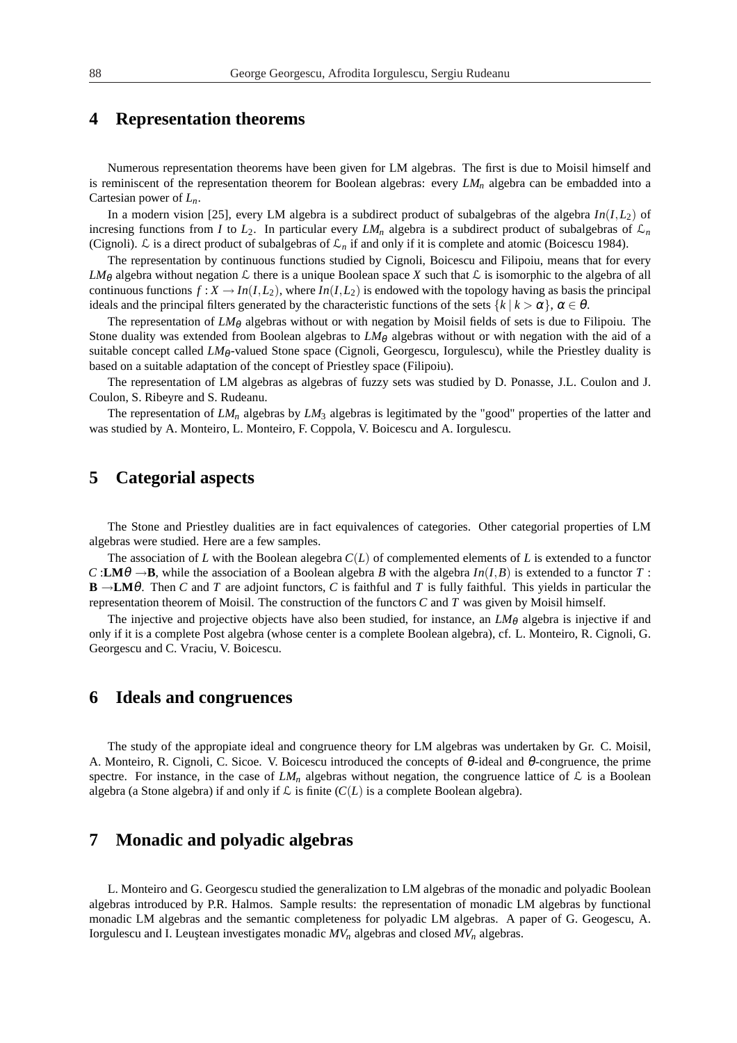## 4 Representation theorems

Numerous representation theorems have been given for LM algebras. The first is due to Moisil himself and is reminiscent of the representation theorem for Boolean algebras: every $LM_n$ algebra can be embadded into a Cartesian power of $L_n$.

In a modern vision [25], every LM algebra is a subdirect product of subalgebras of the algebra $In(I, L_2)$ of incresing functions from $I$ to $L_2$. In particular every $LM_n$ algebra is a subdirect product of subalgebras of $\mathcal{L}_n$ (Cignoli). $\mathcal{L}$ is a direct product of subalgebras of $\mathcal{L}_n$ if and only if it is complete and atomic (Boicescu 1984).

The representation by continuous functions studied by Cignoli, Boicescu and Filipoiu, means that for every $LM_\theta$ algebra without negation $\mathcal{L}$ there is a unique Boolean space $X$ such that $\mathcal{L}$ is isomorphic to the algebra of all continuous functions $f : X \to In(I, L_2)$, where $In(I, L_2)$ is endowed with the topology having as basis the principal ideals and the principal filters generated by the characteristic functions of the sets $\{k \mid k > \alpha\}$, $\alpha \in \theta$.

The representation of $LM_\theta$ algebras without or with negation by Moisil fields of sets is due to Filipoiu. The Stone duality was extended from Boolean algebras to $LM_\theta$ algebras without or with negation with the aid of a suitable concept called $LM_\theta$-valued Stone space (Cignoli, Georgescu, Iorgulescu), while the Priestley duality is based on a suitable adaptation of the concept of Priestley space (Filipoiu).

The representation of LM algebras as algebras of fuzzy sets was studied by D. Ponasse, J.L. Coulon and J. Coulon, S. Ribeyre and S. Rudeanu.

The representation of $LM_n$ algebras by $LM_3$ algebras is legitimated by the "good" properties of the latter and was studied by A. Monteiro, L. Monteiro, F. Coppola, V. Boicescu and A. Iorgulescu.

## 5 Categorial aspects

The Stone and Priestley dualities are in fact equivalences of categories. Other categorial properties of LM algebras were studied. Here are a few samples.

The association of $L$ with the Boolean algebra $C(L)$ of complemented elements of $L$ is extended to a functor $C : \mathbf{LM}\theta \to \mathbf{B}$, while the association of a Boolean algebra $B$ with the algebra $In(I, B)$ is extended to a functor $T : \mathbf{B} \to \mathbf{LM}\theta$. Then $C$ and $T$ are adjoint functors, $C$ is faithful and $T$ is fully faithful. This yields in particular the representation theorem of Moisil. The construction of the functors $C$ and $T$ was given by Moisil himself.

The injective and projective objects have also been studied, for instance, an $LM_\theta$ algebra is injective if and only if it is a complete Post algebra (whose center is a complete Boolean algebra), cf. L. Monteiro, R. Cignoli, G. Georgescu and C. Vraciu, V. Boicescu.

## 6 Ideals and congruences

The study of the appropiate ideal and congruence theory for LM algebras was undertaken by Gr. C. Moisil, A. Monteiro, R. Cignoli, C. Sicoe. V. Boicescu introduced the concepts of $\theta$-ideal and $\theta$-congruence, the prime spectre. For instance, in the case of $LM_n$ algebras without negation, the congruence lattice of $\mathcal{L}$ is a Boolean algebra (a Stone algebra) if and only if $\mathcal{L}$ is finite ($C(L)$ is a complete Boolean algebra).

## 7 Monadic and polyadic algebras

L. Monteiro and G. Georgescu studied the generalization to LM algebras of the monadic and polyadic Boolean algebras introduced by P.R. Halmos. Sample results: the representation of monadic LM algebras by functional monadic LM algebras and the semantic completeness for polyadic LM algebras. A paper of G. Geogescu, A. Iorgulescu and I. Leuştean investigates monadic $MV_n$ algebras and closed $MV_n$ algebras.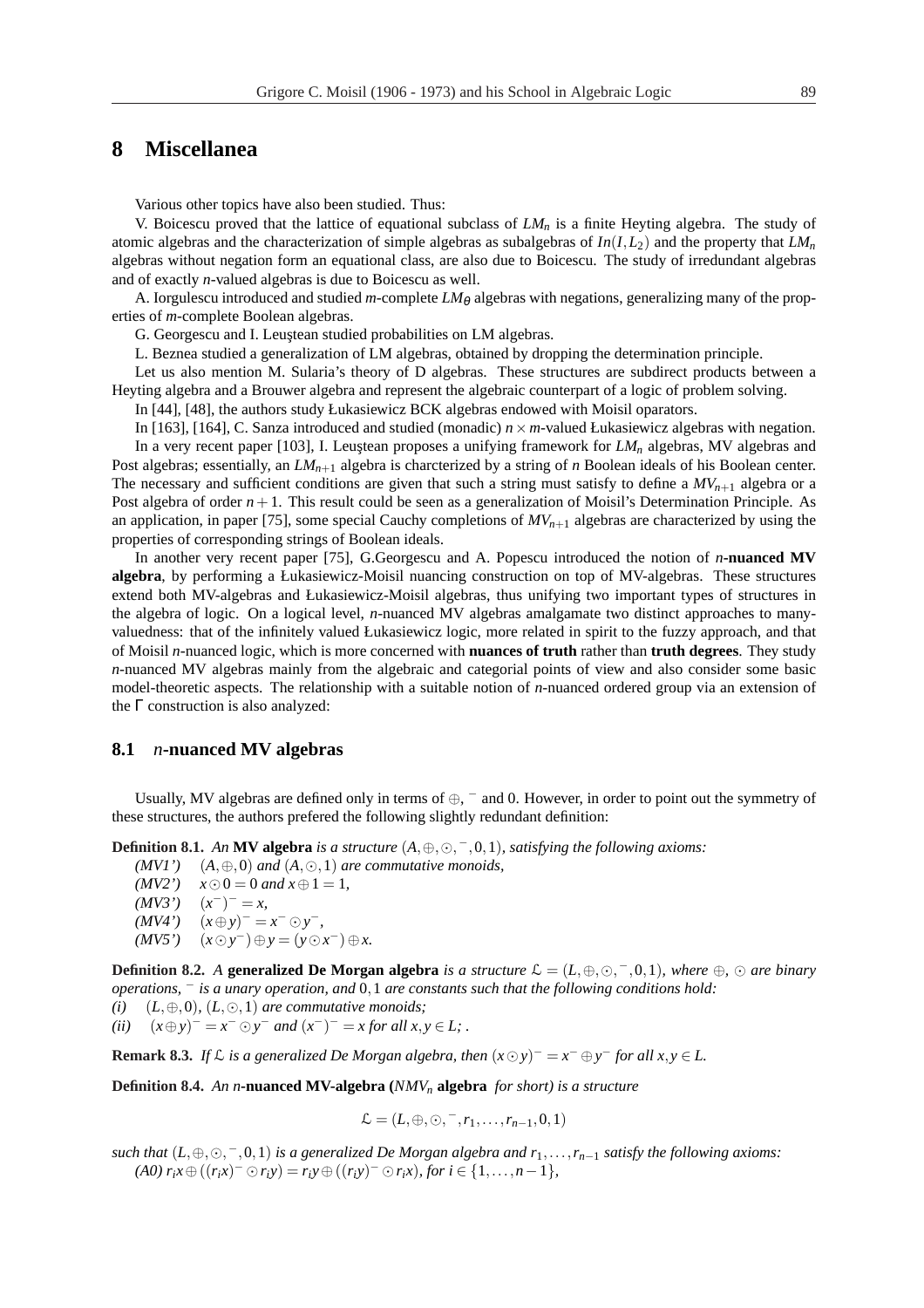# 8 Miscellanea

Various other topics have also been studied. Thus:

V. Boicescu proved that the lattice of equational subclass of $LM_n$ is a finite Heyting algebra. The study of atomic algebras and the characterization of simple algebras as subalgebras of $In(I, L_2)$ and the property that $LM_n$ algebras without negation form an equational class, are also due to Boicescu. The study of irredundant algebras and of exactly $n$-valued algebras is due to Boicescu as well.

A. Iorgulescu introduced and studied $m$-complete $LM_\theta$ algebras with negations, generalizing many of the properties of $m$-complete Boolean algebras.

G. Georgescu and I. Leuştean studied probabilities on LM algebras.

L. Beznea studied a generalization of LM algebras, obtained by dropping the determination principle.

Let us also mention M. Sularia's theory of D algebras. These structures are subdirect products between a Heyting algebra and a Brouwer algebra and represent the algebraic counterpart of a logic of problem solving.

In [44], [48], the authors study Łukasiewicz BCK algebras endowed with Moisil oparators.

In [163], [164], C. Sanza introduced and studied (monadic) $n \times m$-valued Łukasiewicz algebras with negation.

In a very recent paper [103], I. Leuştean proposes a unifying framework for $LM_n$ algebras, MV algebras and Post algebras; essentially, an $LM_{n+1}$ algebra is charcterized by a string of $n$ Boolean ideals of his Boolean center. The necessary and sufficient conditions are given that such a string must satisfy to define a $MV_{n+1}$ algebra or a Post algebra of order $n+1$. This result could be seen as a generalization of Moisil's Determination Principle. As an application, in paper [75], some special Cauchy completions of $MV_{n+1}$ algebras are characterized by using the properties of corresponding strings of Boolean ideals.

In another very recent paper [75], G.Georgescu and A. Popescu introduced the notion of ***n*-nuanced MV algebra**, by performing a Łukasiewicz-Moisil nuancing construction on top of MV-algebras. These structures extend both MV-algebras and Łukasiewicz-Moisil algebras, thus unifying two important types of structures in the algebra of logic. On a logical level, $n$-nuanced MV algebras amalgamate two distinct approaches to many-valuedness: that of the infinitely valued Łukasiewicz logic, more related in spirit to the fuzzy approach, and that of Moisil $n$-nuanced logic, which is more concerned with **nuances of truth** rather than **truth degrees**. They study $n$-nuanced MV algebras mainly from the algebraic and categorial points of view and also consider some basic model-theoretic aspects. The relationship with a suitable notion of $n$-nuanced ordered group via an extension of the $\Gamma$ construction is also analyzed:

## 8.1 $n$-nuanced MV algebras

Usually, MV algebras are defined only in terms of $\oplus$, $^-$ and 0. However, in order to point out the symmetry of these structures, the authors prefered the following slightly redundant definition:

**Definition 8.1.** *An* **MV algebra** *is a structure* $(A, \oplus, \odot, ^-, 0, 1)$*, satisfying the following axioms:*

*(MV1')* $(A, \oplus, 0)$ *and* $(A, \odot, 1)$ *are commutative monoids,*
*(MV2')* $x \odot 0 = 0$ *and* $x \oplus 1 = 1$*,*
*(MV3')* $(x^-)^- = x$*,*
*(MV4')* $(x \oplus y)^- = x^- \odot y^-$*,*
*(MV5')* $(x \odot y^-) \oplus y = (y \odot x^-) \oplus x$*.*

**Definition 8.2.** *A* **generalized De Morgan algebra** *is a structure* $\mathcal{L} = (L, \oplus, \odot, ^-, 0, 1)$*, where* $\oplus$*,* $\odot$ *are binary operations,* $^-$ *is a unary operation, and* $0, 1$ *are constants such that the following conditions hold:*

*(i)* $(L, \oplus, 0)$*,* $(L, \odot, 1)$ *are commutative monoids;*
*(ii)* $(x \oplus y)^- = x^- \odot y^-$ *and* $(x^-)^- = x$ *for all* $x, y \in L$*; .*

**Remark 8.3.** *If* $\mathcal{L}$ *is a generalized De Morgan algebra, then* $(x \odot y)^- = x^- \oplus y^-$ *for all* $x, y \in L$*.*

**Definition 8.4.** *An* ***n*-nuanced MV-algebra (*$NMV_n$* algebra** *for short) is a structure*

$$\mathcal{L} = (L, \oplus, \odot, ^-, r_1, \ldots, r_{n-1}, 0, 1)$$

*such that* $(L, \oplus, \odot, ^-, 0, 1)$ *is a generalized De Morgan algebra and* $r_1, \ldots, r_{n-1}$ *satisfy the following axioms:*

*(A0)* $r_i x \oplus ((r_i x)^- \odot r_i y) = r_i y \oplus ((r_i y)^- \odot r_i x)$*, for* $i \in \{1, \ldots, n-1\}$*,*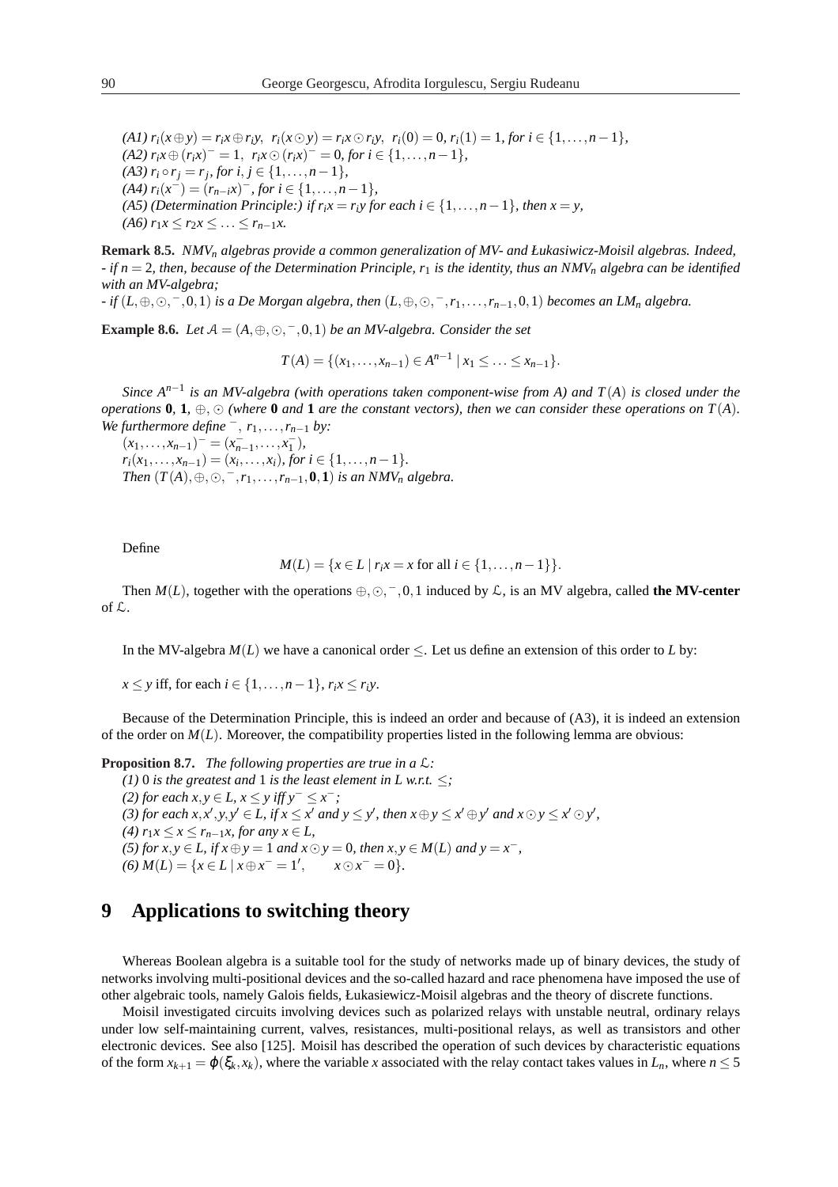*(A1)* $r_i(x\oplus y) = r_ix\oplus r_iy$, $r_i(x\odot y) = r_ix\odot r_iy$, $r_i(0) = 0$, $r_i(1) = 1$, *for* $i\in\{1,\ldots,n-1\}$,
*(A2)* $r_ix\oplus(r_ix)^- = 1$, $r_ix\odot(r_ix)^- = 0$, *for* $i\in\{1,\ldots,n-1\}$,
*(A3)* $r_i\circ r_j = r_j$, *for* $i,j\in\{1,\ldots,n-1\}$,
*(A4)* $r_i(x^-) = (r_{n-i}x)^-$, *for* $i\in\{1,\ldots,n-1\}$,
*(A5) (Determination Principle:) if* $r_ix = r_iy$ *for each* $i\in\{1,\ldots,n-1\}$, *then* $x = y$,
*(A6)* $r_1x\le r_2x\le\ldots\le r_{n-1}x$.

**Remark 8.5.** *$NMV_n$ algebras provide a common generalization of MV- and Łukasiewicz-Moisil algebras. Indeed,*
*- if $n = 2$, then, because of the Determination Principle, $r_1$ is the identity, thus an $NMV_n$ algebra can be identified with an MV-algebra;*
*- if $(L,\oplus,\odot,^-,0,1)$ is a De Morgan algebra, then $(L,\oplus,\odot,^-,r_1,\ldots,r_{n-1},0,1)$ becomes an $LM_n$ algebra.*

**Example 8.6.** *Let $\mathcal{A} = (A,\oplus,\odot,^-,0,1)$ be an MV-algebra. Consider the set*

$$T(A) = \{(x_1,\ldots,x_{n-1})\in A^{n-1}\mid x_1\le\ldots\le x_{n-1}\}.$$

*Since $A^{n-1}$ is an MV-algebra (with operations taken component-wise from A) and $T(A)$ is closed under the operations $\mathbf{0}$, $\mathbf{1}$, $\oplus$, $\odot$ (where $\mathbf{0}$ and $\mathbf{1}$ are the constant vectors), then we can consider these operations on $T(A)$. We furthermore define $^-$, $r_1,\ldots,r_{n-1}$ by:*
$(x_1,\ldots,x_{n-1})^- = (x_{n-1}^-,\ldots,x_1^-)$,
$r_i(x_1,\ldots,x_{n-1}) = (x_i,\ldots,x_i)$, *for* $i\in\{1,\ldots,n-1\}$.
*Then $(T(A),\oplus,\odot,^-,r_1,\ldots,r_{n-1},\mathbf{0},\mathbf{1})$ is an $NMV_n$ algebra.*

Define

$$M(L) = \{x\in L\mid r_ix = x \text{ for all } i\in\{1,\ldots,n-1\}\}.$$

Then $M(L)$, together with the operations $\oplus,\odot,^-,0,1$ induced by $\mathcal{L}$, is an MV algebra, called **the MV-center** of $\mathcal{L}$.

In the MV-algebra $M(L)$ we have a canonical order $\le$. Let us define an extension of this order to $L$ by:

$x\le y$ iff, for each $i\in\{1,\ldots,n-1\}$, $r_ix\le r_iy$.

Because of the Determination Principle, this is indeed an order and because of (A3), it is indeed an extension of the order on $M(L)$. Moreover, the compatibility properties listed in the following lemma are obvious:

**Proposition 8.7.** *The following properties are true in a $\mathcal{L}$:*
*(1) $0$ is the greatest and $1$ is the least element in $L$ w.r.t. $\le$;*
*(2) for each $x,y\in L$, $x\le y$ iff $y^-\le x^-$;*
*(3) for each $x,x',y,y'\in L$, if $x\le x'$ and $y\le y'$, then $x\oplus y\le x'\oplus y'$ and $x\odot y\le x'\odot y'$,*
*(4) $r_1x\le x\le r_{n-1}x$, for any $x\in L$,*
*(5) for $x,y\in L$, if $x\oplus y = 1$ and $x\odot y = 0$, then $x,y\in M(L)$ and $y = x^-$,*
*(6) $M(L) = \{x\in L\mid x\oplus x^- = 1',\quad x\odot x^- = 0\}$.*

# 9 Applications to switching theory

Whereas Boolean algebra is a suitable tool for the study of networks made up of binary devices, the study of networks involving multi-positional devices and the so-called hazard and race phenomena have imposed the use of other algebraic tools, namely Galois fields, Łukasiewicz-Moisil algebras and the theory of discrete functions.

Moisil investigated circuits involving devices such as polarized relays with unstable neutral, ordinary relays under low self-maintaining current, valves, resistances, multi-positional relays, as well as transistors and other electronic devices. See also [125]. Moisil has described the operation of such devices by characteristic equations of the form $x_{k+1} = \varphi(\xi_k, x_k)$, where the variable $x$ associated with the relay contact takes values in $L_n$, where $n\le 5$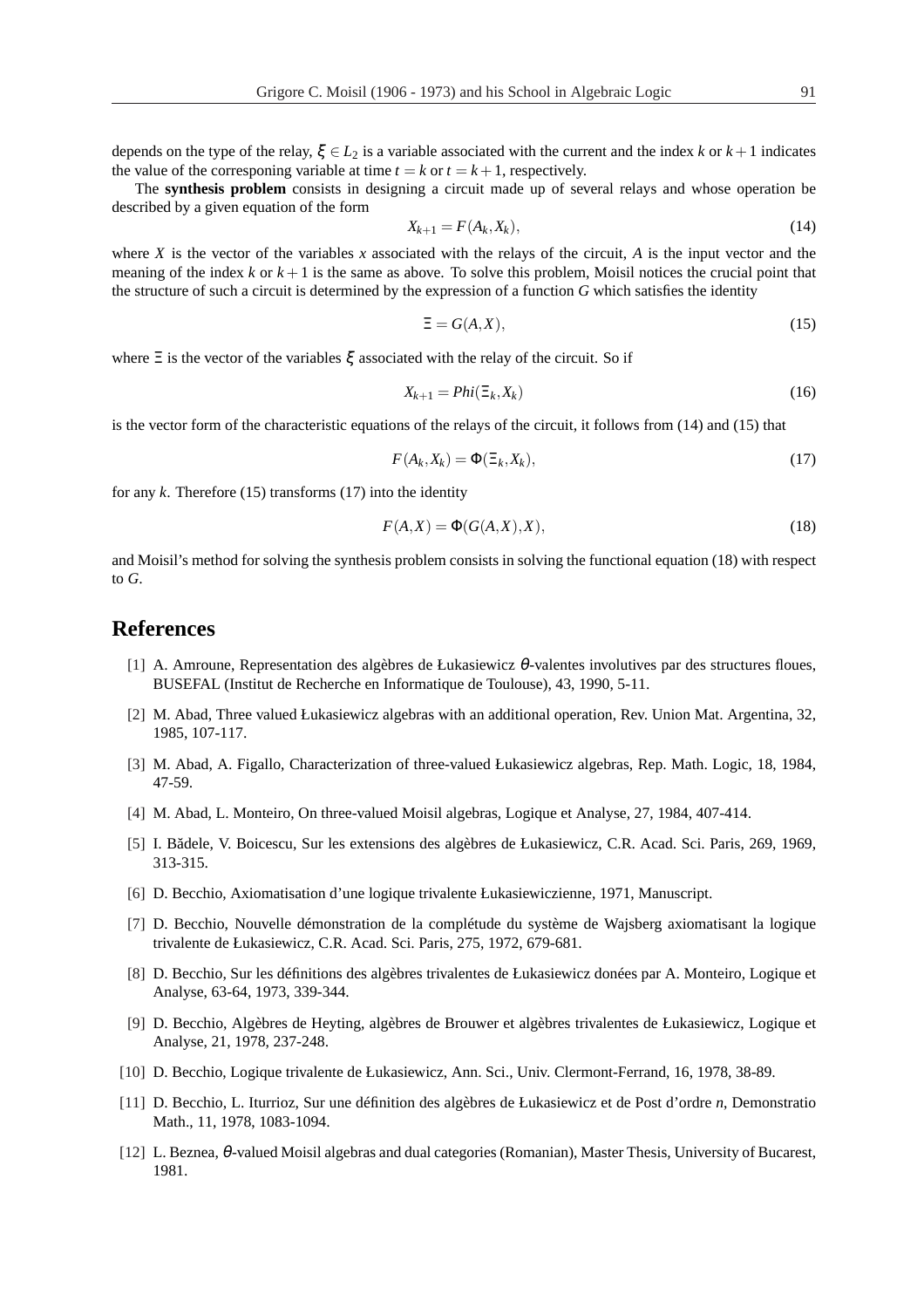depends on the type of the relay, $\xi \in L_2$ is a variable associated with the current and the index $k$ or $k+1$ indicates the value of the corresponing variable at time $t = k$ or $t = k+1$, respectively.

The **synthesis problem** consists in designing a circuit made up of several relays and whose operation be described by a given equation of the form

$$X_{k+1} = F(A_k, X_k), \tag{14}$$

where $X$ is the vector of the variables $x$ associated with the relays of the circuit, $A$ is the input vector and the meaning of the index $k$ or $k+1$ is the same as above. To solve this problem, Moisil notices the crucial point that the structure of such a circuit is determined by the expression of a function $G$ which satisfies the identity

$$\Xi = G(A, X), \tag{15}$$

where $\Xi$ is the vector of the variables $\xi$ associated with the relay of the circuit. So if

$$X_{k+1} = Phi(\Xi_k, X_k) \tag{16}$$

is the vector form of the characteristic equations of the relays of the circuit, it follows from (14) and (15) that

$$F(A_k, X_k) = \Phi(\Xi_k, X_k), \tag{17}$$

for any $k$. Therefore (15) transforms (17) into the identity

$$F(A, X) = \Phi(G(A, X), X), \tag{18}$$

and Moisil's method for solving the synthesis problem consists in solving the functional equation (18) with respect to $G$.

# References

[1] A. Amroune, Representation des algèbres de Łukasiewicz $\theta$-valentes involutives par des structures floues, BUSEFAL (Institut de Recherche en Informatique de Toulouse), 43, 1990, 5-11.

[2] M. Abad, Three valued Łukasiewicz algebras with an additional operation, Rev. Union Mat. Argentina, 32, 1985, 107-117.

[3] M. Abad, A. Figallo, Characterization of three-valued Łukasiewicz algebras, Rep. Math. Logic, 18, 1984, 47-59.

[4] M. Abad, L. Monteiro, On three-valued Moisil algebras, Logique et Analyse, 27, 1984, 407-414.

[5] I. Bădele, V. Boicescu, Sur les extensions des algèbres de Łukasiewicz, C.R. Acad. Sci. Paris, 269, 1969, 313-315.

[6] D. Becchio, Axiomatisation d'une logique trivalente Łukasiewiczienne, 1971, Manuscript.

[7] D. Becchio, Nouvelle démonstration de la complétude du système de Wajsberg axiomatisant la logique trivalente de Łukasiewicz, C.R. Acad. Sci. Paris, 275, 1972, 679-681.

[8] D. Becchio, Sur les définitions des algèbres trivalentes de Łukasiewicz donées par A. Monteiro, Logique et Analyse, 63-64, 1973, 339-344.

[9] D. Becchio, Algèbres de Heyting, algèbres de Brouwer et algèbres trivalentes de Łukasiewicz, Logique et Analyse, 21, 1978, 237-248.

[10] D. Becchio, Logique trivalente de Łukasiewicz, Ann. Sci., Univ. Clermont-Ferrand, 16, 1978, 38-89.

[11] D. Becchio, L. Iturrioz, Sur une définition des algèbres de Łukasiewicz et de Post d'ordre $n$, Demonstratio Math., 11, 1978, 1083-1094.

[12] L. Beznea, $\theta$-valued Moisil algebras and dual categories (Romanian), Master Thesis, University of Bucarest, 1981.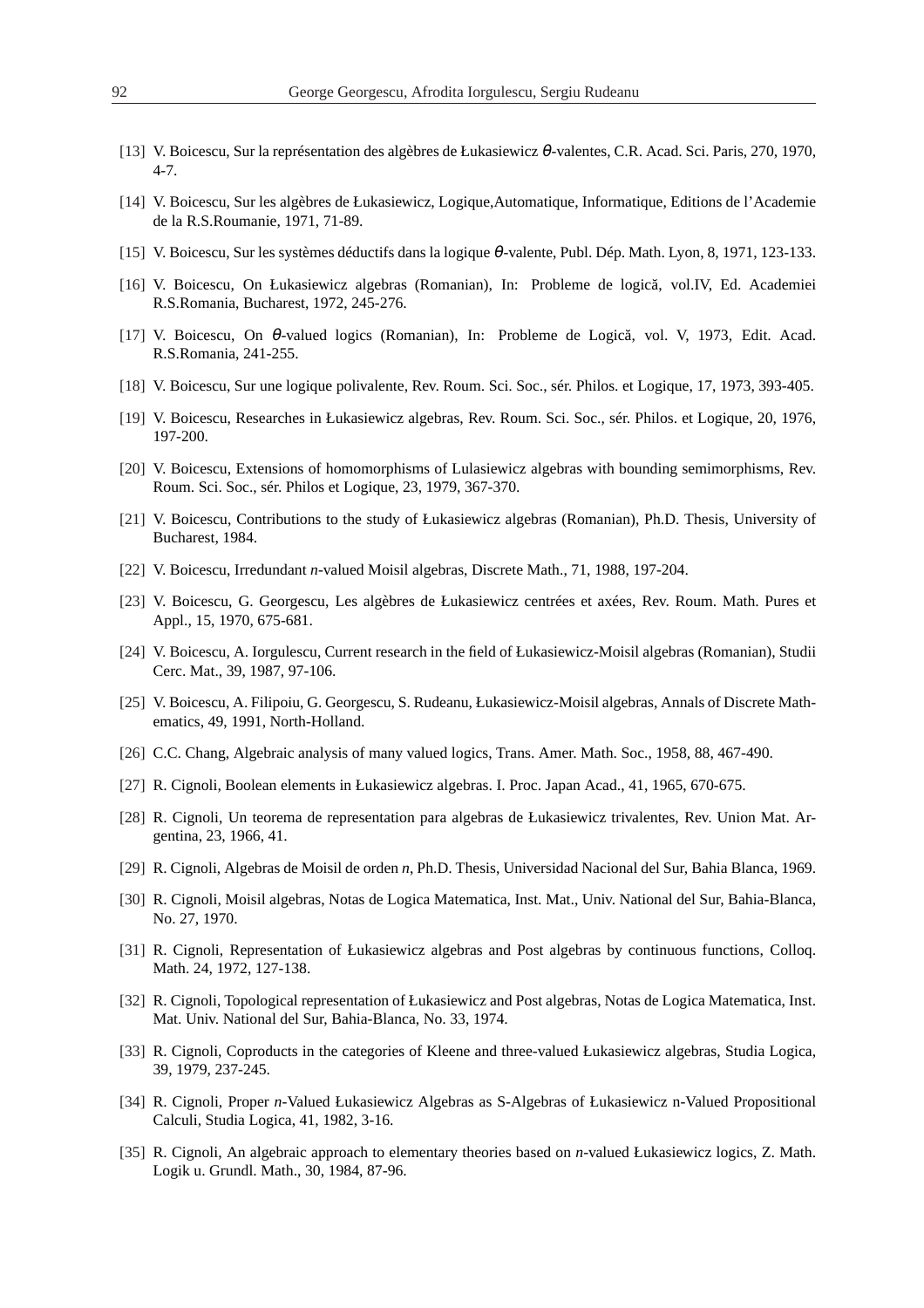[13] V. Boicescu, Sur la représentation des algèbres de Łukasiewicz $\theta$-valentes, C.R. Acad. Sci. Paris, 270, 1970, 4-7.

[14] V. Boicescu, Sur les algèbres de Łukasiewicz, Logique,Automatique, Informatique, Editions de l'Academie de la R.S.Roumanie, 1971, 71-89.

[15] V. Boicescu, Sur les systèmes déductifs dans la logique $\theta$-valente, Publ. Dép. Math. Lyon, 8, 1971, 123-133.

[16] V. Boicescu, On Łukasiewicz algebras (Romanian), In: Probleme de logică, vol.IV, Ed. Academiei R.S.Romania, Bucharest, 1972, 245-276.

[17] V. Boicescu, On $\theta$-valued logics (Romanian), In: Probleme de Logică, vol. V, 1973, Edit. Acad. R.S.Romania, 241-255.

[18] V. Boicescu, Sur une logique polivalente, Rev. Roum. Sci. Soc., sér. Philos. et Logique, 17, 1973, 393-405.

[19] V. Boicescu, Researches in Łukasiewicz algebras, Rev. Roum. Sci. Soc., sér. Philos. et Logique, 20, 1976, 197-200.

[20] V. Boicescu, Extensions of homomorphisms of Lulasiewicz algebras with bounding semimorphisms, Rev. Roum. Sci. Soc., sér. Philos et Logique, 23, 1979, 367-370.

[21] V. Boicescu, Contributions to the study of Łukasiewicz algebras (Romanian), Ph.D. Thesis, University of Bucharest, 1984.

[22] V. Boicescu, Irredundant *n*-valued Moisil algebras, Discrete Math., 71, 1988, 197-204.

[23] V. Boicescu, G. Georgescu, Les algèbres de Łukasiewicz centrées et axées, Rev. Roum. Math. Pures et Appl., 15, 1970, 675-681.

[24] V. Boicescu, A. Iorgulescu, Current research in the field of Łukasiewicz-Moisil algebras (Romanian), Studii Cerc. Mat., 39, 1987, 97-106.

[25] V. Boicescu, A. Filipoiu, G. Georgescu, S. Rudeanu, Łukasiewicz-Moisil algebras, Annals of Discrete Mathematics, 49, 1991, North-Holland.

[26] C.C. Chang, Algebraic analysis of many valued logics, Trans. Amer. Math. Soc., 1958, 88, 467-490.

[27] R. Cignoli, Boolean elements in Łukasiewicz algebras. I. Proc. Japan Acad., 41, 1965, 670-675.

[28] R. Cignoli, Un teorema de representation para algebras de Łukasiewicz trivalentes, Rev. Union Mat. Argentina, 23, 1966, 41.

[29] R. Cignoli, Algebras de Moisil de orden *n*, Ph.D. Thesis, Universidad Nacional del Sur, Bahia Blanca, 1969.

[30] R. Cignoli, Moisil algebras, Notas de Logica Matematica, Inst. Mat., Univ. National del Sur, Bahia-Blanca, No. 27, 1970.

[31] R. Cignoli, Representation of Łukasiewicz algebras and Post algebras by continuous functions, Colloq. Math. 24, 1972, 127-138.

[32] R. Cignoli, Topological representation of Łukasiewicz and Post algebras, Notas de Logica Matematica, Inst. Mat. Univ. National del Sur, Bahia-Blanca, No. 33, 1974.

[33] R. Cignoli, Coproducts in the categories of Kleene and three-valued Łukasiewicz algebras, Studia Logica, 39, 1979, 237-245.

[34] R. Cignoli, Proper *n*-Valued Łukasiewicz Algebras as S-Algebras of Łukasiewicz n-Valued Propositional Calculi, Studia Logica, 41, 1982, 3-16.

[35] R. Cignoli, An algebraic approach to elementary theories based on *n*-valued Łukasiewicz logics, Z. Math. Logik u. Grundl. Math., 30, 1984, 87-96.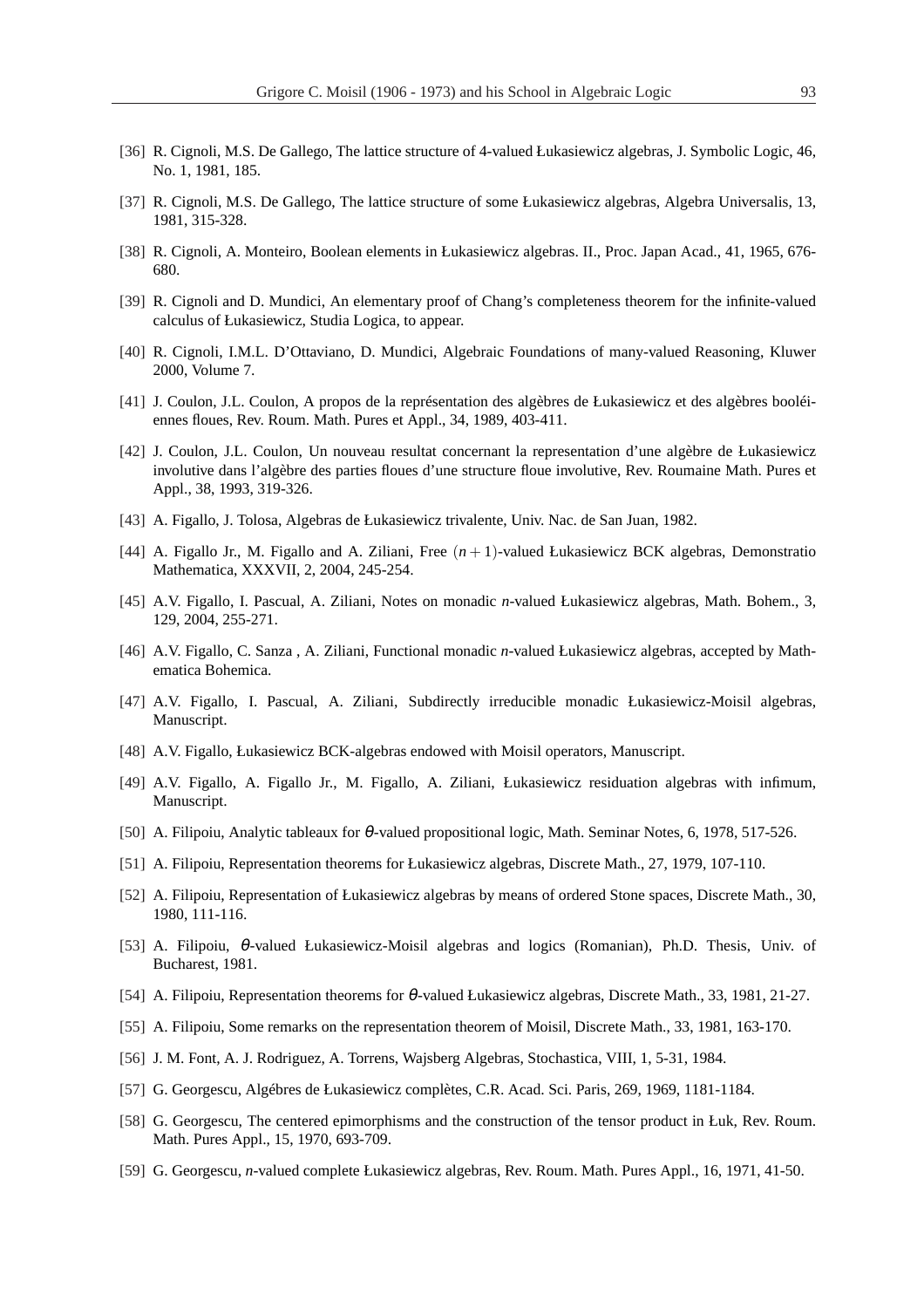[36] R. Cignoli, M.S. De Gallego, The lattice structure of 4-valued Łukasiewicz algebras, J. Symbolic Logic, 46, No. 1, 1981, 185.

[37] R. Cignoli, M.S. De Gallego, The lattice structure of some Łukasiewicz algebras, Algebra Universalis, 13, 1981, 315-328.

[38] R. Cignoli, A. Monteiro, Boolean elements in Łukasiewicz algebras. II., Proc. Japan Acad., 41, 1965, 676-680.

[39] R. Cignoli and D. Mundici, An elementary proof of Chang's completeness theorem for the infinite-valued calculus of Łukasiewicz, Studia Logica, to appear.

[40] R. Cignoli, I.M.L. D'Ottaviano, D. Mundici, Algebraic Foundations of many-valued Reasoning, Kluwer 2000, Volume 7.

[41] J. Coulon, J.L. Coulon, A propos de la représentation des algèbres de Łukasiewicz et des algèbres booléiennes floues, Rev. Roum. Math. Pures et Appl., 34, 1989, 403-411.

[42] J. Coulon, J.L. Coulon, Un nouveau resultat concernant la representation d'une algèbre de Łukasiewicz involutive dans l'algèbre des parties floues d'une structure floue involutive, Rev. Roumaine Math. Pures et Appl., 38, 1993, 319-326.

[43] A. Figallo, J. Tolosa, Algebras de Łukasiewicz trivalente, Univ. Nac. de San Juan, 1982.

[44] A. Figallo Jr., M. Figallo and A. Ziliani, Free $(n+1)$-valued Łukasiewicz BCK algebras, Demonstratio Mathematica, XXXVII, 2, 2004, 245-254.

[45] A.V. Figallo, I. Pascual, A. Ziliani, Notes on monadic *n*-valued Łukasiewicz algebras, Math. Bohem., 3, 129, 2004, 255-271.

[46] A.V. Figallo, C. Sanza , A. Ziliani, Functional monadic *n*-valued Łukasiewicz algebras, accepted by Mathematica Bohemica.

[47] A.V. Figallo, I. Pascual, A. Ziliani, Subdirectly irreducible monadic Łukasiewicz-Moisil algebras, Manuscript.

[48] A.V. Figallo, Łukasiewicz BCK-algebras endowed with Moisil operators, Manuscript.

[49] A.V. Figallo, A. Figallo Jr., M. Figallo, A. Ziliani, Łukasiewicz residuation algebras with infimum, Manuscript.

[50] A. Filipoiu, Analytic tableaux for $\theta$-valued propositional logic, Math. Seminar Notes, 6, 1978, 517-526.

[51] A. Filipoiu, Representation theorems for Łukasiewicz algebras, Discrete Math., 27, 1979, 107-110.

[52] A. Filipoiu, Representation of Łukasiewicz algebras by means of ordered Stone spaces, Discrete Math., 30, 1980, 111-116.

[53] A. Filipoiu, $\theta$-valued Łukasiewicz-Moisil algebras and logics (Romanian), Ph.D. Thesis, Univ. of Bucharest, 1981.

[54] A. Filipoiu, Representation theorems for $\theta$-valued Łukasiewicz algebras, Discrete Math., 33, 1981, 21-27.

[55] A. Filipoiu, Some remarks on the representation theorem of Moisil, Discrete Math., 33, 1981, 163-170.

[56] J. M. Font, A. J. Rodriguez, A. Torrens, Wajsberg Algebras, Stochastica, VIII, 1, 5-31, 1984.

[57] G. Georgescu, Algébres de Łukasiewicz complètes, C.R. Acad. Sci. Paris, 269, 1969, 1181-1184.

[58] G. Georgescu, The centered epimorphisms and the construction of the tensor product in Łuk, Rev. Roum. Math. Pures Appl., 15, 1970, 693-709.

[59] G. Georgescu, *n*-valued complete Łukasiewicz algebras, Rev. Roum. Math. Pures Appl., 16, 1971, 41-50.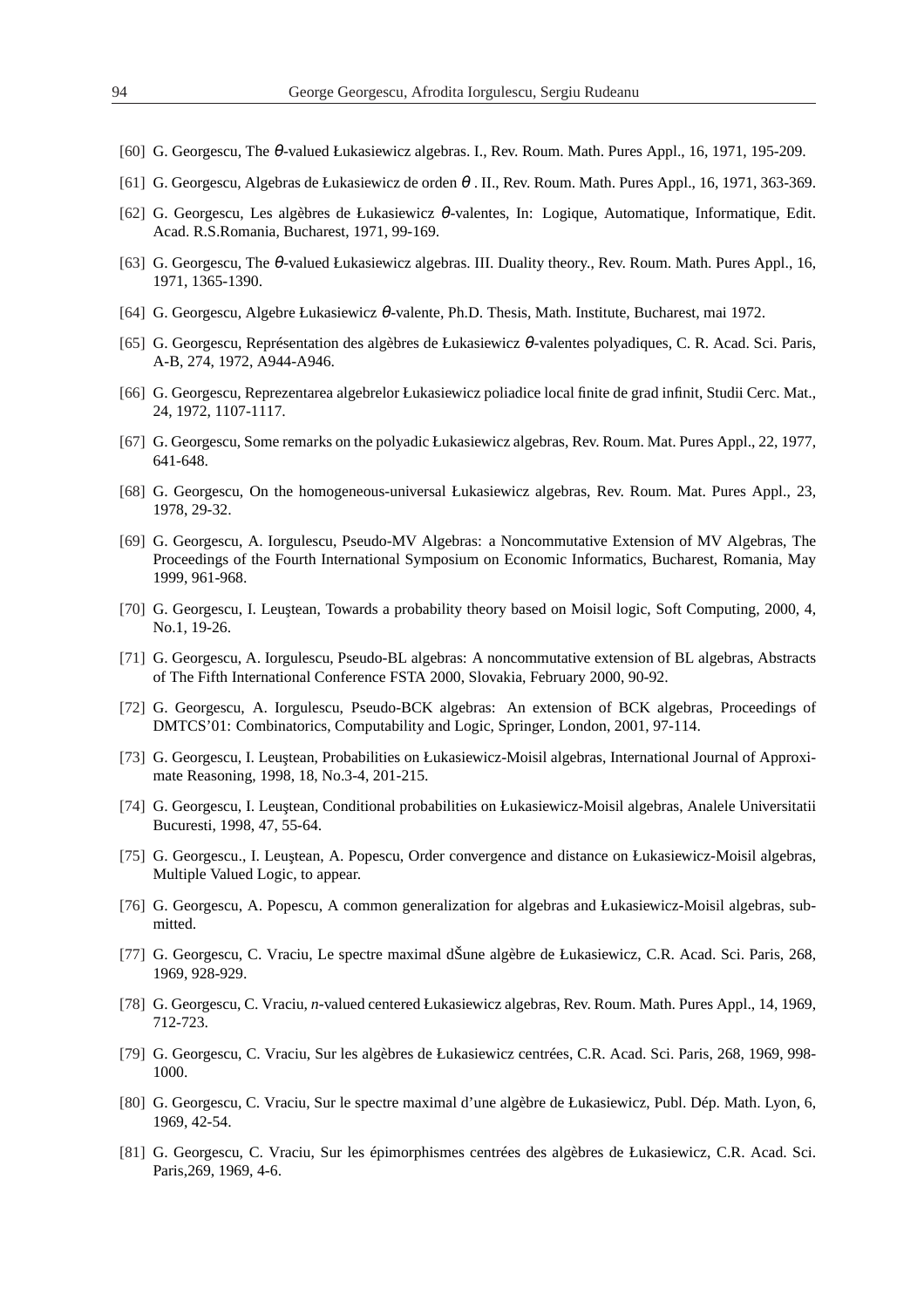[60] G. Georgescu, The $\theta$-valued Łukasiewicz algebras. I., Rev. Roum. Math. Pures Appl., 16, 1971, 195-209.

[61] G. Georgescu, Algebras de Łukasiewicz de orden $\theta$ . II., Rev. Roum. Math. Pures Appl., 16, 1971, 363-369.

[62] G. Georgescu, Les algèbres de Łukasiewicz $\theta$-valentes, In: Logique, Automatique, Informatique, Edit. Acad. R.S.Romania, Bucharest, 1971, 99-169.

[63] G. Georgescu, The $\theta$-valued Łukasiewicz algebras. III. Duality theory., Rev. Roum. Math. Pures Appl., 16, 1971, 1365-1390.

[64] G. Georgescu, Algebre Łukasiewicz $\theta$-valente, Ph.D. Thesis, Math. Institute, Bucharest, mai 1972.

[65] G. Georgescu, Représentation des algèbres de Łukasiewicz $\theta$-valentes polyadiques, C. R. Acad. Sci. Paris, A-B, 274, 1972, A944-A946.

[66] G. Georgescu, Reprezentarea algebrelor Łukasiewicz poliadice local finite de grad infinit, Studii Cerc. Mat., 24, 1972, 1107-1117.

[67] G. Georgescu, Some remarks on the polyadic Łukasiewicz algebras, Rev. Roum. Mat. Pures Appl., 22, 1977, 641-648.

[68] G. Georgescu, On the homogeneous-universal Łukasiewicz algebras, Rev. Roum. Mat. Pures Appl., 23, 1978, 29-32.

[69] G. Georgescu, A. Iorgulescu, Pseudo-MV Algebras: a Noncommutative Extension of MV Algebras, The Proceedings of the Fourth International Symposium on Economic Informatics, Bucharest, Romania, May 1999, 961-968.

[70] G. Georgescu, I. Leuştean, Towards a probability theory based on Moisil logic, Soft Computing, 2000, 4, No.1, 19-26.

[71] G. Georgescu, A. Iorgulescu, Pseudo-BL algebras: A noncommutative extension of BL algebras, Abstracts of The Fifth International Conference FSTA 2000, Slovakia, February 2000, 90-92.

[72] G. Georgescu, A. Iorgulescu, Pseudo-BCK algebras: An extension of BCK algebras, Proceedings of DMTCS'01: Combinatorics, Computability and Logic, Springer, London, 2001, 97-114.

[73] G. Georgescu, I. Leuştean, Probabilities on Łukasiewicz-Moisil algebras, International Journal of Approximate Reasoning, 1998, 18, No.3-4, 201-215.

[74] G. Georgescu, I. Leuştean, Conditional probabilities on Łukasiewicz-Moisil algebras, Analele Universitatii Bucuresti, 1998, 47, 55-64.

[75] G. Georgescu., I. Leuştean, A. Popescu, Order convergence and distance on Łukasiewicz-Moisil algebras, Multiple Valued Logic, to appear.

[76] G. Georgescu, A. Popescu, A common generalization for algebras and Łukasiewicz-Moisil algebras, submitted.

[77] G. Georgescu, C. Vraciu, Le spectre maximal dŠune algèbre de Łukasiewicz, C.R. Acad. Sci. Paris, 268, 1969, 928-929.

[78] G. Georgescu, C. Vraciu, *n*-valued centered Łukasiewicz algebras, Rev. Roum. Math. Pures Appl., 14, 1969, 712-723.

[79] G. Georgescu, C. Vraciu, Sur les algèbres de Łukasiewicz centrées, C.R. Acad. Sci. Paris, 268, 1969, 998-1000.

[80] G. Georgescu, C. Vraciu, Sur le spectre maximal d'une algèbre de Łukasiewicz, Publ. Dép. Math. Lyon, 6, 1969, 42-54.

[81] G. Georgescu, C. Vraciu, Sur les épimorphismes centrées des algèbres de Łukasiewicz, C.R. Acad. Sci. Paris,269, 1969, 4-6.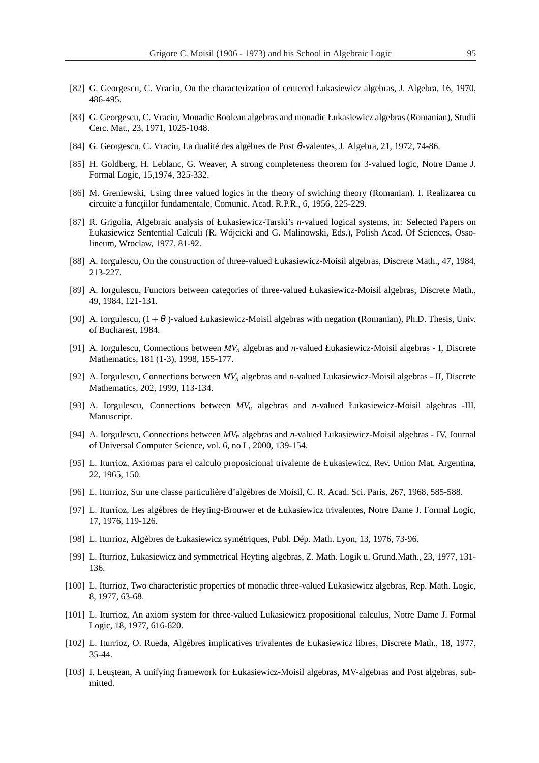[82] G. Georgescu, C. Vraciu, On the characterization of centered Łukasiewicz algebras, J. Algebra, 16, 1970, 486-495.

[83] G. Georgescu, C. Vraciu, Monadic Boolean algebras and monadic Łukasiewicz algebras (Romanian), Studii Cerc. Mat., 23, 1971, 1025-1048.

[84] G. Georgescu, C. Vraciu, La dualité des algèbres de Post $\theta$-valentes, J. Algebra, 21, 1972, 74-86.

[85] H. Goldberg, H. Leblanc, G. Weaver, A strong completeness theorem for 3-valued logic, Notre Dame J. Formal Logic, 15,1974, 325-332.

[86] M. Greniewski, Using three valued logics in the theory of swiching theory (Romanian). I. Realizarea cu circuite a funcţiilor fundamentale, Comunic. Acad. R.P.R., 6, 1956, 225-229.

[87] R. Grigolia, Algebraic analysis of Łukasiewicz-Tarski's *n*-valued logical systems, in: Selected Papers on Łukasiewicz Sentential Calculi (R. Wójcicki and G. Malinowski, Eds.), Polish Acad. Of Sciences, Ossolineum, Wroclaw, 1977, 81-92.

[88] A. Iorgulescu, On the construction of three-valued Łukasiewicz-Moisil algebras, Discrete Math., 47, 1984, 213-227.

[89] A. Iorgulescu, Functors between categories of three-valued Łukasiewicz-Moisil algebras, Discrete Math., 49, 1984, 121-131.

[90] A. Iorgulescu, $(1+\theta)$-valued Łukasiewicz-Moisil algebras with negation (Romanian), Ph.D. Thesis, Univ. of Bucharest, 1984.

[91] A. Iorgulescu, Connections between $MV_n$ algebras and *n*-valued Łukasiewicz-Moisil algebras - I, Discrete Mathematics, 181 (1-3), 1998, 155-177.

[92] A. Iorgulescu, Connections between $MV_n$ algebras and *n*-valued Łukasiewicz-Moisil algebras - II, Discrete Mathematics, 202, 1999, 113-134.

[93] A. Iorgulescu, Connections between $MV_n$ algebras and *n*-valued Łukasiewicz-Moisil algebras -III, Manuscript.

[94] A. Iorgulescu, Connections between $MV_n$ algebras and *n*-valued Łukasiewicz-Moisil algebras - IV, Journal of Universal Computer Science, vol. 6, no I , 2000, 139-154.

[95] L. Iturrioz, Axiomas para el calculo proposicional trivalente de Łukasiewicz, Rev. Union Mat. Argentina, 22, 1965, 150.

[96] L. Iturrioz, Sur une classe particulière d'algèbres de Moisil, C. R. Acad. Sci. Paris, 267, 1968, 585-588.

[97] L. Iturrioz, Les algèbres de Heyting-Brouwer et de Łukasiewicz trivalentes, Notre Dame J. Formal Logic, 17, 1976, 119-126.

[98] L. Iturrioz, Algèbres de Łukasiewicz symétriques, Publ. Dép. Math. Lyon, 13, 1976, 73-96.

[99] L. Iturrioz, Łukasiewicz and symmetrical Heyting algebras, Z. Math. Logik u. Grund.Math., 23, 1977, 131-136.

[100] L. Iturrioz, Two characteristic properties of monadic three-valued Łukasiewicz algebras, Rep. Math. Logic, 8, 1977, 63-68.

[101] L. Iturrioz, An axiom system for three-valued Łukasiewicz propositional calculus, Notre Dame J. Formal Logic, 18, 1977, 616-620.

[102] L. Iturrioz, O. Rueda, Algèbres implicatives trivalentes de Łukasiewicz libres, Discrete Math., 18, 1977, 35-44.

[103] I. Leuştean, A unifying framework for Łukasiewicz-Moisil algebras, MV-algebras and Post algebras, submitted.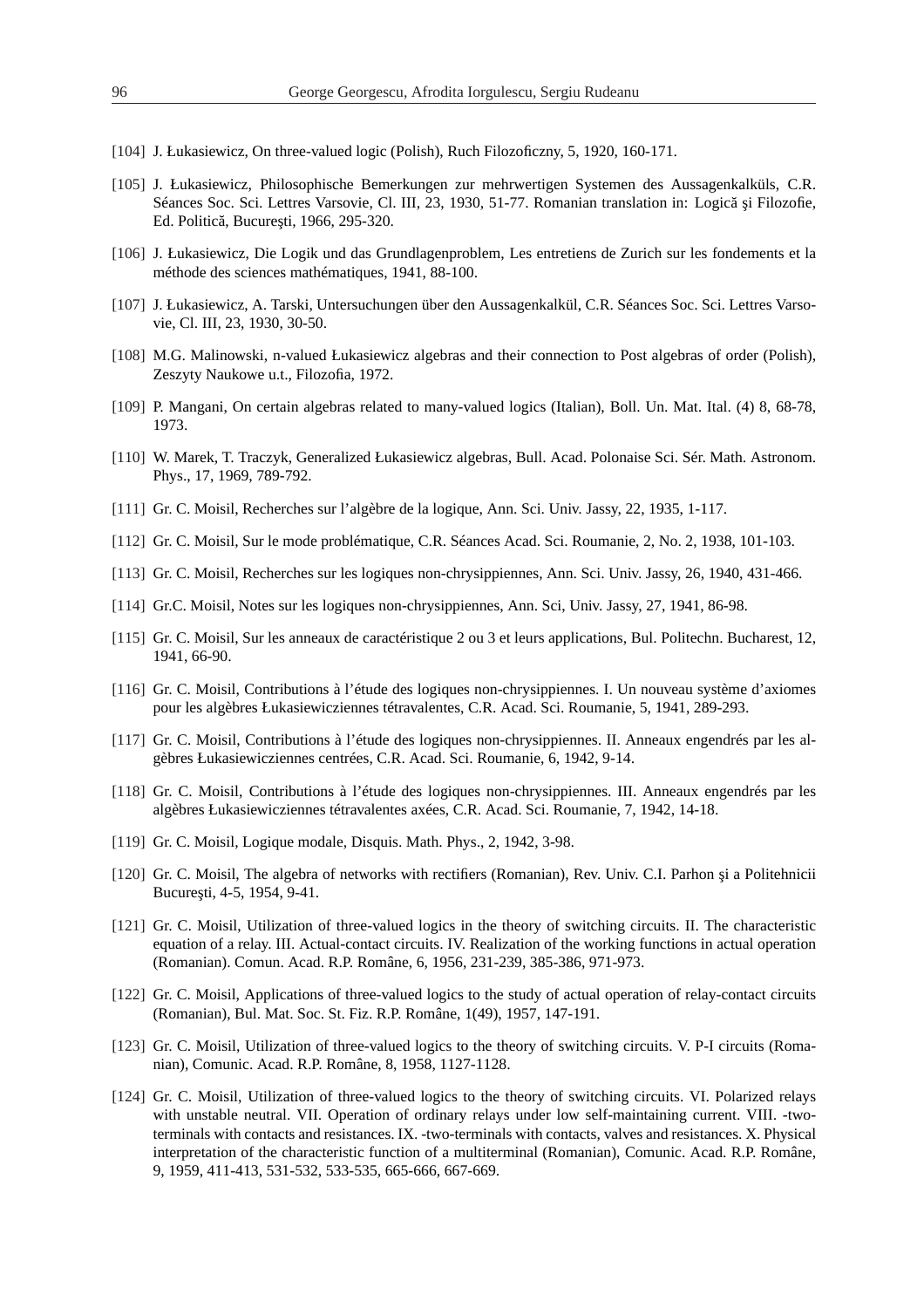[104] J. Łukasiewicz, On three-valued logic (Polish), Ruch Filozoficzny, 5, 1920, 160-171.

[105] J. Łukasiewicz, Philosophische Bemerkungen zur mehrwertigen Systemen des Aussagenkalküls, C.R. Séances Soc. Sci. Lettres Varsovie, Cl. III, 23, 1930, 51-77. Romanian translation in: Logică şi Filozofie, Ed. Politică, Bucureşti, 1966, 295-320.

[106] J. Łukasiewicz, Die Logik und das Grundlagenproblem, Les entretiens de Zurich sur les fondements et la méthode des sciences mathématiques, 1941, 88-100.

[107] J. Łukasiewicz, A. Tarski, Untersuchungen über den Aussagenkalkül, C.R. Séances Soc. Sci. Lettres Varsovie, Cl. III, 23, 1930, 30-50.

[108] M.G. Malinowski, n-valued Łukasiewicz algebras and their connection to Post algebras of order (Polish), Zeszyty Naukowe u.t., Filozofia, 1972.

[109] P. Mangani, On certain algebras related to many-valued logics (Italian), Boll. Un. Mat. Ital. (4) 8, 68-78, 1973.

[110] W. Marek, T. Traczyk, Generalized Łukasiewicz algebras, Bull. Acad. Polonaise Sci. Sér. Math. Astronom. Phys., 17, 1969, 789-792.

[111] Gr. C. Moisil, Recherches sur l'algèbre de la logique, Ann. Sci. Univ. Jassy, 22, 1935, 1-117.

[112] Gr. C. Moisil, Sur le mode problématique, C.R. Séances Acad. Sci. Roumanie, 2, No. 2, 1938, 101-103.

[113] Gr. C. Moisil, Recherches sur les logiques non-chrysippiennes, Ann. Sci. Univ. Jassy, 26, 1940, 431-466.

[114] Gr.C. Moisil, Notes sur les logiques non-chrysippiennes, Ann. Sci, Univ. Jassy, 27, 1941, 86-98.

[115] Gr. C. Moisil, Sur les anneaux de caractéristique 2 ou 3 et leurs applications, Bul. Politechn. Bucharest, 12, 1941, 66-90.

[116] Gr. C. Moisil, Contributions à l'étude des logiques non-chrysippiennes. I. Un nouveau système d'axiomes pour les algèbres Łukasiewicziennes tétravalentes, C.R. Acad. Sci. Roumanie, 5, 1941, 289-293.

[117] Gr. C. Moisil, Contributions à l'étude des logiques non-chrysippiennes. II. Anneaux engendrés par les algèbres Łukasiewicziennes centrées, C.R. Acad. Sci. Roumanie, 6, 1942, 9-14.

[118] Gr. C. Moisil, Contributions à l'étude des logiques non-chrysippiennes. III. Anneaux engendrés par les algèbres Łukasiewicziennes tétravalentes axées, C.R. Acad. Sci. Roumanie, 7, 1942, 14-18.

[119] Gr. C. Moisil, Logique modale, Disquis. Math. Phys., 2, 1942, 3-98.

[120] Gr. C. Moisil, The algebra of networks with rectifiers (Romanian), Rev. Univ. C.I. Parhon şi a Politehnicii Bucureşti, 4-5, 1954, 9-41.

[121] Gr. C. Moisil, Utilization of three-valued logics in the theory of switching circuits. II. The characteristic equation of a relay. III. Actual-contact circuits. IV. Realization of the working functions in actual operation (Romanian). Comun. Acad. R.P. Române, 6, 1956, 231-239, 385-386, 971-973.

[122] Gr. C. Moisil, Applications of three-valued logics to the study of actual operation of relay-contact circuits (Romanian), Bul. Mat. Soc. St. Fiz. R.P. Române, 1(49), 1957, 147-191.

[123] Gr. C. Moisil, Utilization of three-valued logics to the theory of switching circuits. V. P-I circuits (Romanian), Comunic. Acad. R.P. Române, 8, 1958, 1127-1128.

[124] Gr. C. Moisil, Utilization of three-valued logics to the theory of switching circuits. VI. Polarized relays with unstable neutral. VII. Operation of ordinary relays under low self-maintaining current. VIII. -two-terminals with contacts and resistances. IX. -two-terminals with contacts, valves and resistances. X. Physical interpretation of the characteristic function of a multiterminal (Romanian), Comunic. Acad. R.P. Române, 9, 1959, 411-413, 531-532, 533-535, 665-666, 667-669.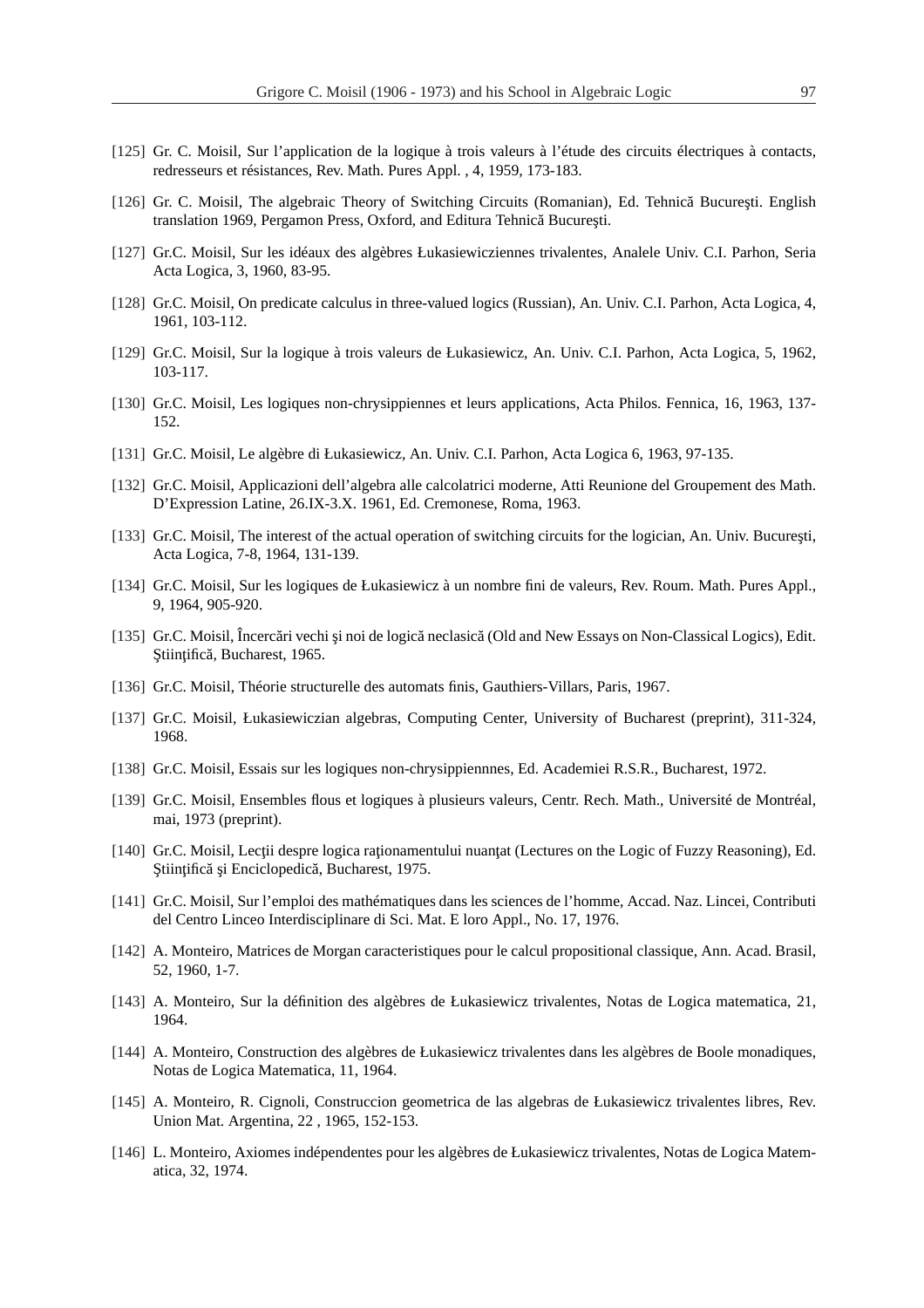[125] Gr. C. Moisil, Sur l'application de la logique à trois valeurs à l'étude des circuits électriques à contacts, redresseurs et résistances, Rev. Math. Pures Appl. , 4, 1959, 173-183.

[126] Gr. C. Moisil, The algebraic Theory of Switching Circuits (Romanian), Ed. Tehnică Bucureşti. English translation 1969, Pergamon Press, Oxford, and Editura Tehnică Bucureşti.

[127] Gr.C. Moisil, Sur les idéaux des algèbres Łukasiewicziennes trivalentes, Analele Univ. C.I. Parhon, Seria Acta Logica, 3, 1960, 83-95.

[128] Gr.C. Moisil, On predicate calculus in three-valued logics (Russian), An. Univ. C.I. Parhon, Acta Logica, 4, 1961, 103-112.

[129] Gr.C. Moisil, Sur la logique à trois valeurs de Łukasiewicz, An. Univ. C.I. Parhon, Acta Logica, 5, 1962, 103-117.

[130] Gr.C. Moisil, Les logiques non-chrysippiennes et leurs applications, Acta Philos. Fennica, 16, 1963, 137-152.

[131] Gr.C. Moisil, Le algèbre di Łukasiewicz, An. Univ. C.I. Parhon, Acta Logica 6, 1963, 97-135.

[132] Gr.C. Moisil, Applicazioni dell'algebra alle calcolatrici moderne, Atti Reunione del Groupement des Math. D'Expression Latine, 26.IX-3.X. 1961, Ed. Cremonese, Roma, 1963.

[133] Gr.C. Moisil, The interest of the actual operation of switching circuits for the logician, An. Univ. Bucureşti, Acta Logica, 7-8, 1964, 131-139.

[134] Gr.C. Moisil, Sur les logiques de Łukasiewicz à un nombre fini de valeurs, Rev. Roum. Math. Pures Appl., 9, 1964, 905-920.

[135] Gr.C. Moisil, Încercări vechi şi noi de logică neclasică (Old and New Essays on Non-Classical Logics), Edit. Ştiinţifică, Bucharest, 1965.

[136] Gr.C. Moisil, Théorie structurelle des automats finis, Gauthiers-Villars, Paris, 1967.

[137] Gr.C. Moisil, Łukasiewiczian algebras, Computing Center, University of Bucharest (preprint), 311-324, 1968.

[138] Gr.C. Moisil, Essais sur les logiques non-chrysippiennnes, Ed. Academiei R.S.R., Bucharest, 1972.

[139] Gr.C. Moisil, Ensembles flous et logiques à plusieurs valeurs, Centr. Rech. Math., Université de Montréal, mai, 1973 (preprint).

[140] Gr.C. Moisil, Lecţii despre logica raţionamentului nuanţat (Lectures on the Logic of Fuzzy Reasoning), Ed. Ştiinţifică şi Enciclopedică, Bucharest, 1975.

[141] Gr.C. Moisil, Sur l'emploi des mathématiques dans les sciences de l'homme, Accad. Naz. Lincei, Contributi del Centro Linceo Interdisciplinare di Sci. Mat. E loro Appl., No. 17, 1976.

[142] A. Monteiro, Matrices de Morgan caracteristiques pour le calcul propositional classique, Ann. Acad. Brasil, 52, 1960, 1-7.

[143] A. Monteiro, Sur la définition des algèbres de Łukasiewicz trivalentes, Notas de Logica matematica, 21, 1964.

[144] A. Monteiro, Construction des algèbres de Łukasiewicz trivalentes dans les algèbres de Boole monadiques, Notas de Logica Matematica, 11, 1964.

[145] A. Monteiro, R. Cignoli, Construccion geometrica de las algebras de Łukasiewicz trivalentes libres, Rev. Union Mat. Argentina, 22 , 1965, 152-153.

[146] L. Monteiro, Axiomes indépendentes pour les algèbres de Łukasiewicz trivalentes, Notas de Logica Matematica, 32, 1974.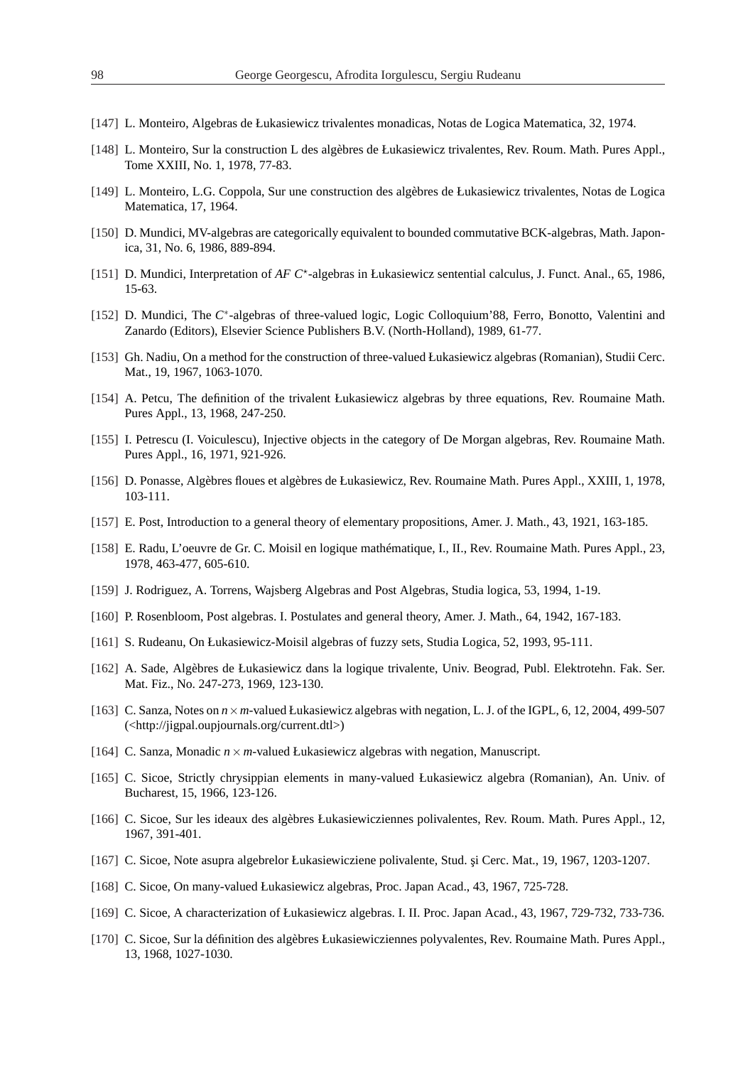[147] L. Monteiro, Algebras de Łukasiewicz trivalentes monadicas, Notas de Logica Matematica, 32, 1974.

[148] L. Monteiro, Sur la construction L des algèbres de Łukasiewicz trivalentes, Rev. Roum. Math. Pures Appl., Tome XXIII, No. 1, 1978, 77-83.

[149] L. Monteiro, L.G. Coppola, Sur une construction des algèbres de Łukasiewicz trivalentes, Notas de Logica Matematica, 17, 1964.

[150] D. Mundici, MV-algebras are categorically equivalent to bounded commutative BCK-algebras, Math. Japonica, 31, No. 6, 1986, 889-894.

[151] D. Mundici, Interpretation of *AF* $C^{\star}$-algebras in Łukasiewicz sentential calculus, J. Funct. Anal., 65, 1986, 15-63.

[152] D. Mundici, The $C^{*}$-algebras of three-valued logic, Logic Colloquium'88, Ferro, Bonotto, Valentini and Zanardo (Editors), Elsevier Science Publishers B.V. (North-Holland), 1989, 61-77.

[153] Gh. Nadiu, On a method for the construction of three-valued Łukasiewicz algebras (Romanian), Studii Cerc. Mat., 19, 1967, 1063-1070.

[154] A. Petcu, The definition of the trivalent Łukasiewicz algebras by three equations, Rev. Roumaine Math. Pures Appl., 13, 1968, 247-250.

[155] I. Petrescu (I. Voiculescu), Injective objects in the category of De Morgan algebras, Rev. Roumaine Math. Pures Appl., 16, 1971, 921-926.

[156] D. Ponasse, Algèbres floues et algèbres de Łukasiewicz, Rev. Roumaine Math. Pures Appl., XXIII, 1, 1978, 103-111.

[157] E. Post, Introduction to a general theory of elementary propositions, Amer. J. Math., 43, 1921, 163-185.

[158] E. Radu, L'oeuvre de Gr. C. Moisil en logique mathématique, I., II., Rev. Roumaine Math. Pures Appl., 23, 1978, 463-477, 605-610.

[159] J. Rodriguez, A. Torrens, Wajsberg Algebras and Post Algebras, Studia logica, 53, 1994, 1-19.

[160] P. Rosenbloom, Post algebras. I. Postulates and general theory, Amer. J. Math., 64, 1942, 167-183.

[161] S. Rudeanu, On Łukasiewicz-Moisil algebras of fuzzy sets, Studia Logica, 52, 1993, 95-111.

[162] A. Sade, Algèbres de Łukasiewicz dans la logique trivalente, Univ. Beograd, Publ. Elektrotehn. Fak. Ser. Mat. Fiz., No. 247-273, 1969, 123-130.

[163] C. Sanza, Notes on $n \times m$-valued Łukasiewicz algebras with negation, L. J. of the IGPL, 6, 12, 2004, 499-507 (<http://jigpal.oupjournals.org/current.dtl>)

[164] C. Sanza, Monadic $n \times m$-valued Łukasiewicz algebras with negation, Manuscript.

[165] C. Sicoe, Strictly chrysippian elements in many-valued Łukasiewicz algebra (Romanian), An. Univ. of Bucharest, 15, 1966, 123-126.

[166] C. Sicoe, Sur les ideaux des algèbres Łukasiewicziennes polivalentes, Rev. Roum. Math. Pures Appl., 12, 1967, 391-401.

[167] C. Sicoe, Note asupra algebrelor Łukasiewicziene polivalente, Stud. şi Cerc. Mat., 19, 1967, 1203-1207.

[168] C. Sicoe, On many-valued Łukasiewicz algebras, Proc. Japan Acad., 43, 1967, 725-728.

[169] C. Sicoe, A characterization of Łukasiewicz algebras. I. II. Proc. Japan Acad., 43, 1967, 729-732, 733-736.

[170] C. Sicoe, Sur la définition des algèbres Łukasiewicziennes polyvalentes, Rev. Roumaine Math. Pures Appl., 13, 1968, 1027-1030.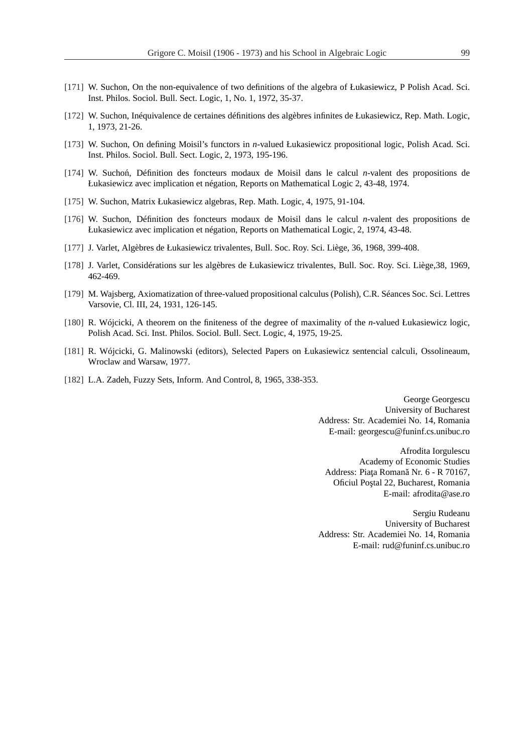[171] W. Suchon, On the non-equivalence of two definitions of the algebra of Łukasiewicz, P Polish Acad. Sci. Inst. Philos. Sociol. Bull. Sect. Logic, 1, No. 1, 1972, 35-37.

[172] W. Suchon, Inéquivalence de certaines définitions des algèbres infinites de Łukasiewicz, Rep. Math. Logic, 1, 1973, 21-26.

[173] W. Suchon, On defining Moisil's functors in *n*-valued Łukasiewicz propositional logic, Polish Acad. Sci. Inst. Philos. Sociol. Bull. Sect. Logic, 2, 1973, 195-196.

[174] W. Suchoń, Définition des foncteurs modaux de Moisil dans le calcul *n*-valent des propositions de Łukasiewicz avec implication et négation, Reports on Mathematical Logic 2, 43-48, 1974.

[175] W. Suchon, Matrix Łukasiewicz algebras, Rep. Math. Logic, 4, 1975, 91-104.

[176] W. Suchon, Définition des foncteurs modaux de Moisil dans le calcul *n*-valent des propositions de Łukasiewicz avec implication et négation, Reports on Mathematical Logic, 2, 1974, 43-48.

[177] J. Varlet, Algèbres de Łukasiewicz trivalentes, Bull. Soc. Roy. Sci. Liège, 36, 1968, 399-408.

[178] J. Varlet, Considérations sur les algèbres de Łukasiewicz trivalentes, Bull. Soc. Roy. Sci. Liège,38, 1969, 462-469.

[179] M. Wajsberg, Axiomatization of three-valued propositional calculus (Polish), C.R. Séances Soc. Sci. Lettres Varsovie, Cl. III, 24, 1931, 126-145.

[180] R. Wójcicki, A theorem on the finiteness of the degree of maximality of the *n*-valued Łukasiewicz logic, Polish Acad. Sci. Inst. Philos. Sociol. Bull. Sect. Logic, 4, 1975, 19-25.

[181] R. Wójcicki, G. Malinowski (editors), Selected Papers on Łukasiewicz sentencial calculi, Ossolineaum, Wroclaw and Warsaw, 1977.

[182] L.A. Zadeh, Fuzzy Sets, Inform. And Control, 8, 1965, 338-353.

George Georgescu
University of Bucharest
Address: Str. Academiei No. 14, Romania
E-mail: georgescu@funinf.cs.unibuc.ro

Afrodita Iorgulescu
Academy of Economic Studies
Address: Piaţa Romană Nr. 6 - R 70167,
Oficiul Poştal 22, Bucharest, Romania
E-mail: afrodita@ase.ro

Sergiu Rudeanu
University of Bucharest
Address: Str. Academiei No. 14, Romania
E-mail: rud@funinf.cs.unibuc.ro